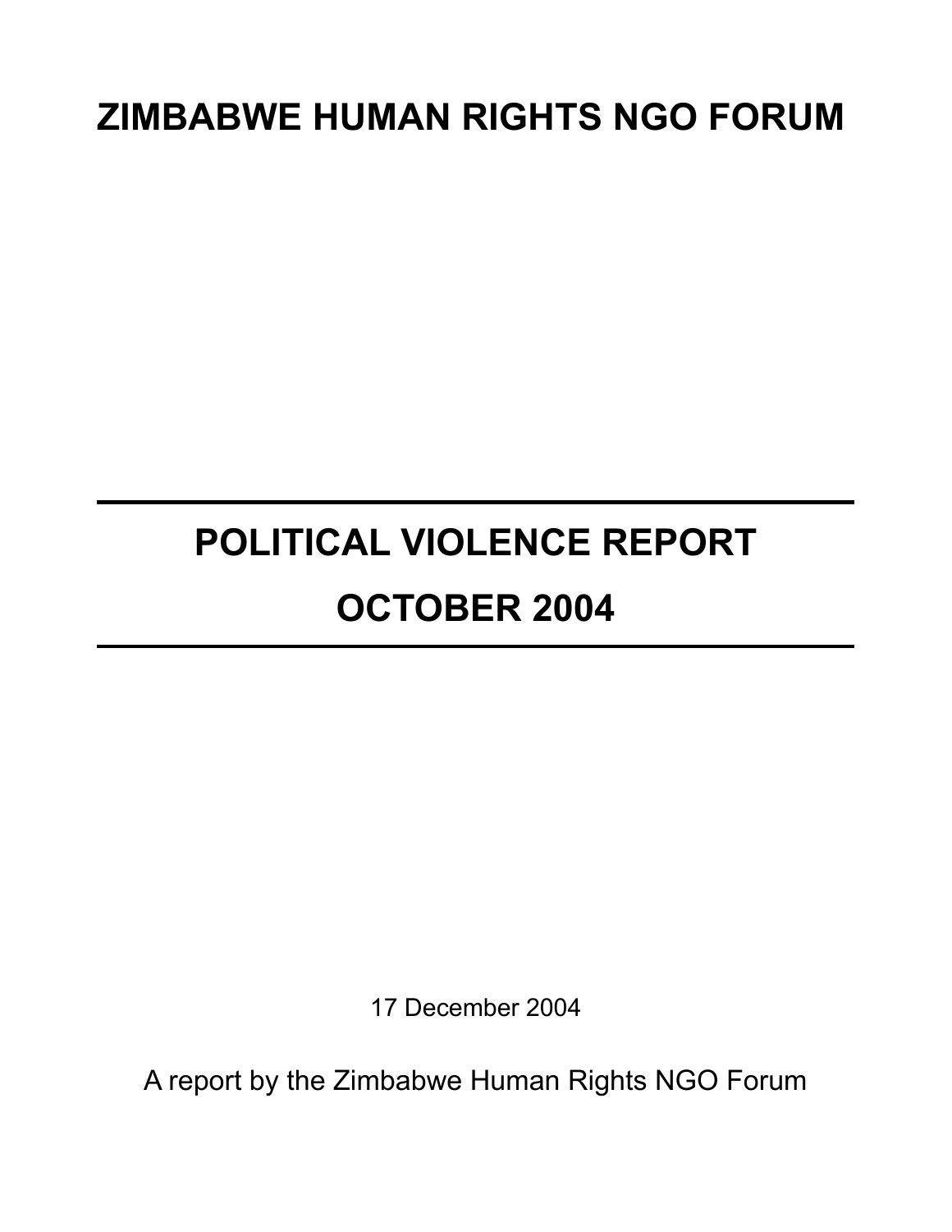# ZIMBABWE HUMAN RIGHTS NGO FORUM

---

# POLITICAL VIOLENCE REPORT

# OCTOBER 2004

---

17 December 2004

A report by the Zimbabwe Human Rights NGO Forum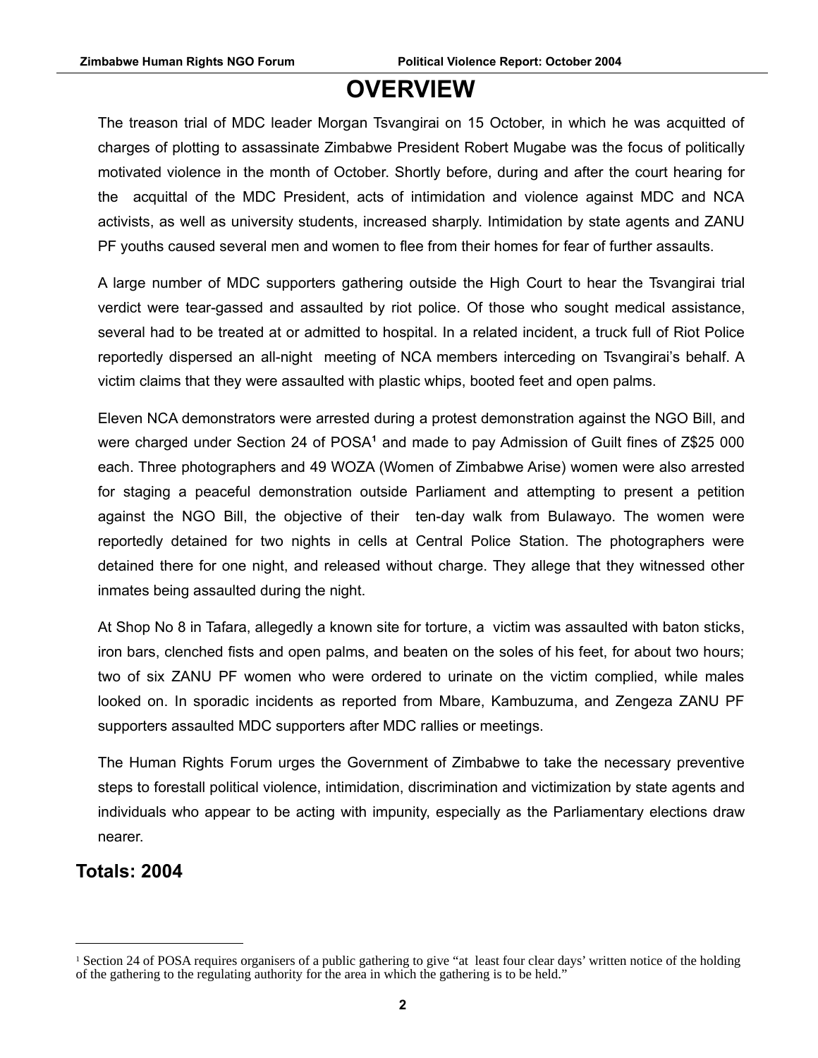# OVERVIEW

The treason trial of MDC leader Morgan Tsvangirai on 15 October, in which he was acquitted of charges of plotting to assassinate Zimbabwe President Robert Mugabe was the focus of politically motivated violence in the month of October. Shortly before, during and after the court hearing for the acquittal of the MDC President, acts of intimidation and violence against MDC and NCA activists, as well as university students, increased sharply. Intimidation by state agents and ZANU PF youths caused several men and women to flee from their homes for fear of further assaults.

A large number of MDC supporters gathering outside the High Court to hear the Tsvangirai trial verdict were tear-gassed and assaulted by riot police. Of those who sought medical assistance, several had to be treated at or admitted to hospital. In a related incident, a truck full of Riot Police reportedly dispersed an all-night meeting of NCA members interceding on Tsvangirai's behalf. A victim claims that they were assaulted with plastic whips, booted feet and open palms.

Eleven NCA demonstrators were arrested during a protest demonstration against the NGO Bill, and were charged under Section 24 of POSA[1] and made to pay Admission of Guilt fines of Z$25 000 each. Three photographers and 49 WOZA (Women of Zimbabwe Arise) women were also arrested for staging a peaceful demonstration outside Parliament and attempting to present a petition against the NGO Bill, the objective of their ten-day walk from Bulawayo. The women were reportedly detained for two nights in cells at Central Police Station. The photographers were detained there for one night, and released without charge. They allege that they witnessed other inmates being assaulted during the night.

At Shop No 8 in Tafara, allegedly a known site for torture, a victim was assaulted with baton sticks, iron bars, clenched fists and open palms, and beaten on the soles of his feet, for about two hours; two of six ZANU PF women who were ordered to urinate on the victim complied, while males looked on. In sporadic incidents as reported from Mbare, Kambuzuma, and Zengeza ZANU PF supporters assaulted MDC supporters after MDC rallies or meetings.

The Human Rights Forum urges the Government of Zimbabwe to take the necessary preventive steps to forestall political violence, intimidation, discrimination and victimization by state agents and individuals who appear to be acting with impunity, especially as the Parliamentary elections draw nearer.

## Totals: 2004

---

[1] Section 24 of POSA requires organisers of a public gathering to give "at least four clear days' written notice of the holding of the gathering to the regulating authority for the area in which the gathering is to be held."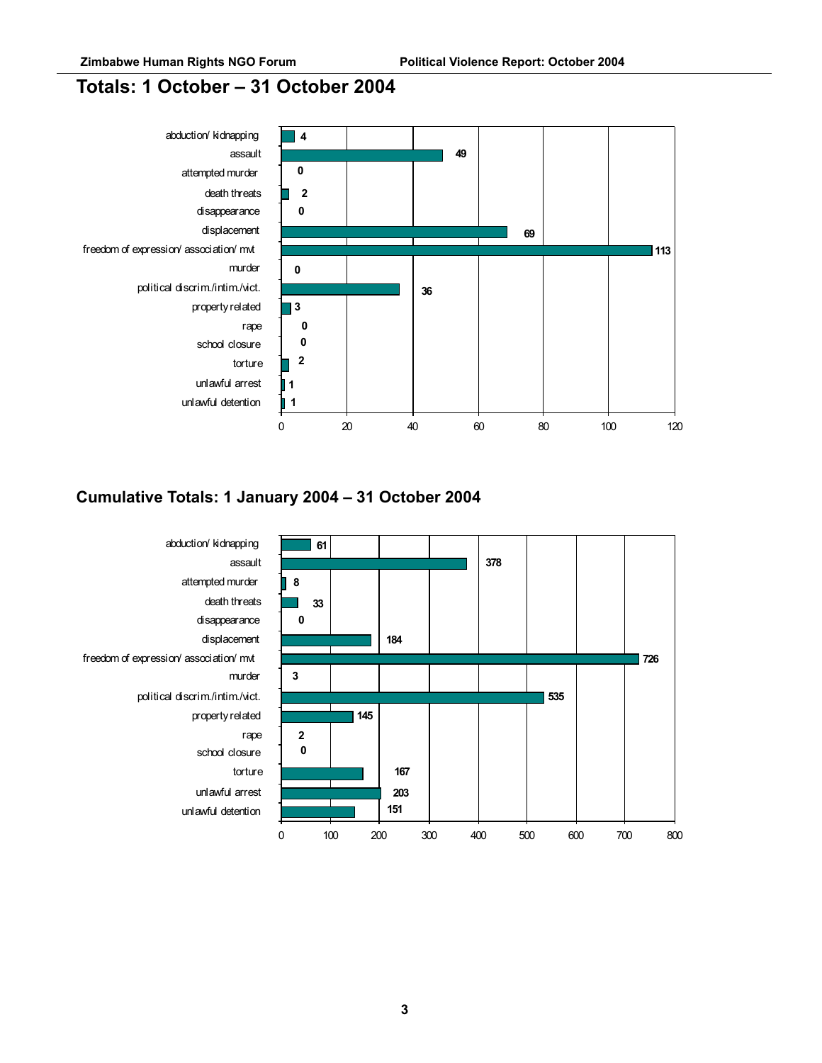## Totals: 1 October – 31 October 2004

| Category | Number |
| --- | --- |
| abduction/ kidnapping | 4 |
| assault | 49 |
| attempted murder | 0 |
| death threats | 2 |
| disappearance | 0 |
| displacement | 69 |
| freedom of expression/ association/ mvt | 113 |
| murder | 0 |
| political discrim./intim./vict. | 36 |
| property related | 3 |
| rape | 0 |
| school closure | 0 |
| torture | 2 |
| unlawful arrest | 1 |
| unlawful detention | 1 |

## Cumulative Totals: 1 January 2004 – 31 October 2004

| Category | Number |
| --- | --- |
| abduction/ kidnapping | 61 |
| assault | 378 |
| attempted murder | 8 |
| death threats | 33 |
| disappearance | 0 |
| displacement | 184 |
| freedom of expression/ association/ mvt | 726 |
| murder | 3 |
| political discrim./intim./vict. | 535 |
| property related | 145 |
| rape | 2 |
| school closure | 0 |
| torture | 167 |
| unlawful arrest | 203 |
| unlawful detention | 151 |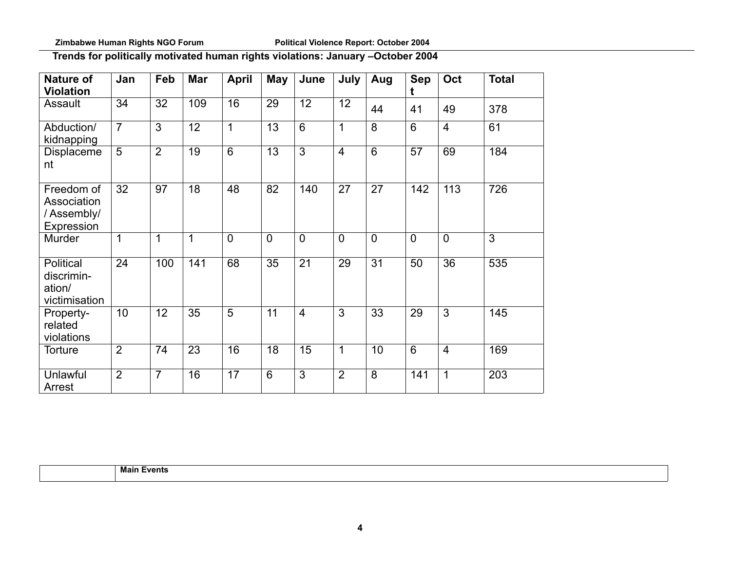**Trends for politically motivated human rights violations: January –October 2004**

| Nature of Violation | Jan | Feb | Mar | April | May | June | July | Aug | Sept | Oct | Total |
|---|---|---|---|---|---|---|---|---|---|---|---|
| Assault | 34 | 32 | 109 | 16 | 29 | 12 | 12 | 44 | 41 | 49 | 378 |
| Abduction/ kidnapping | 7 | 3 | 12 | 1 | 13 | 6 | 1 | 8 | 6 | 4 | 61 |
| Displacement | 5 | 2 | 19 | 6 | 13 | 3 | 4 | 6 | 57 | 69 | 184 |
| Freedom of Association / Assembly/ Expression | 32 | 97 | 18 | 48 | 82 | 140 | 27 | 27 | 142 | 113 | 726 |
| Murder | 1 | 1 | 1 | 0 | 0 | 0 | 0 | 0 | 0 | 0 | 3 |
| Political discrimination/ victimisation | 24 | 100 | 141 | 68 | 35 | 21 | 29 | 31 | 50 | 36 | 535 |
| Property-related violations | 10 | 12 | 35 | 5 | 11 | 4 | 3 | 33 | 29 | 3 | 145 |
| Torture | 2 | 74 | 23 | 16 | 18 | 15 | 1 | 10 | 6 | 4 | 169 |
| Unlawful Arrest | 2 | 7 | 16 | 17 | 6 | 3 | 2 | 8 | 141 | 1 | 203 |

| | Main Events |
|---|---|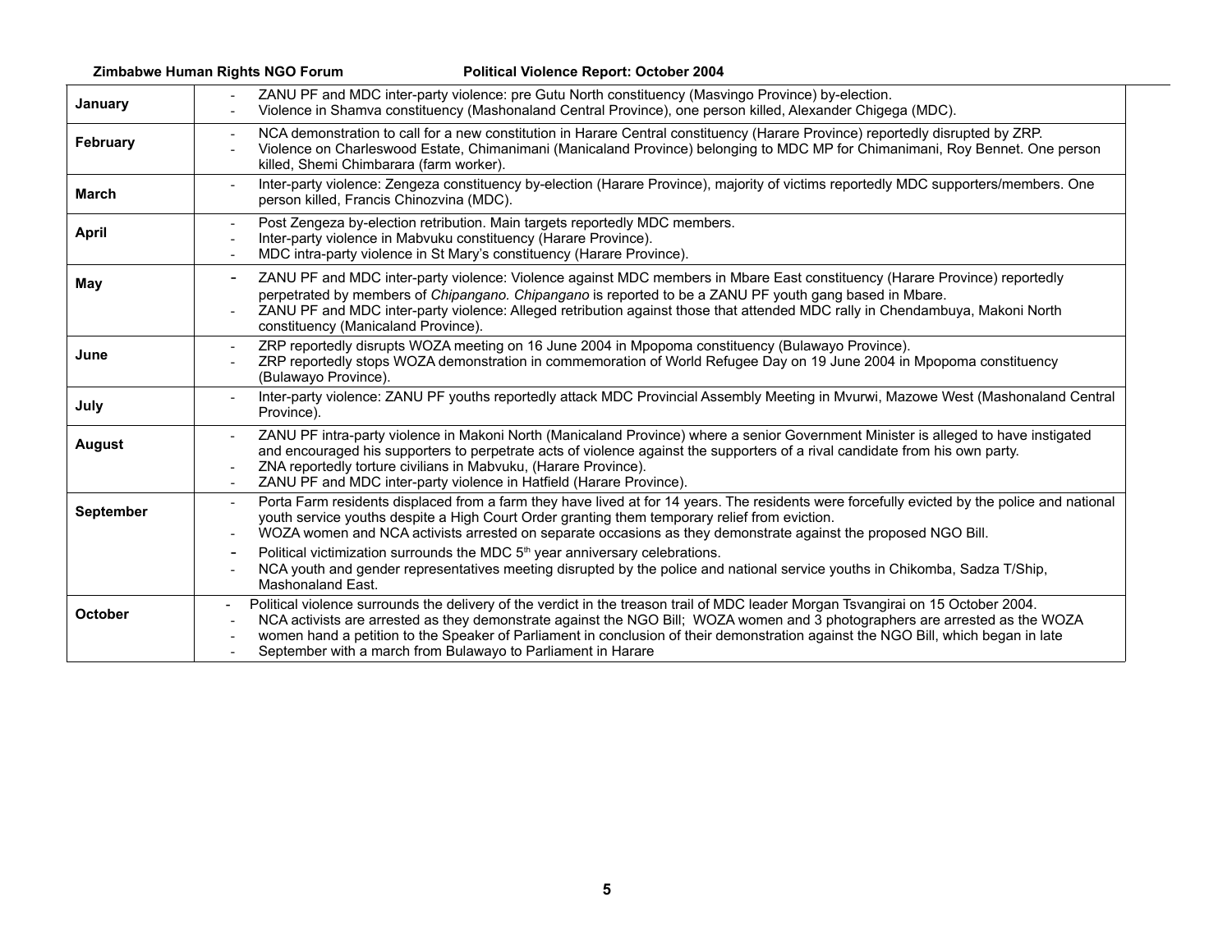| Month | Events |
|---|---|
| **January** | - ZANU PF and MDC inter-party violence: pre Gutu North constituency (Masvingo Province) by-election.<br>- Violence in Shamva constituency (Mashonaland Central Province), one person killed, Alexander Chigega (MDC). |
| **February** | - NCA demonstration to call for a new constitution in Harare Central constituency (Harare Province) reportedly disrupted by ZRP.<br>- Violence on Charleswood Estate, Chimanimani (Manicaland Province) belonging to MDC MP for Chimanimani, Roy Bennet. One person killed, Shemi Chimbarara (farm worker). |
| **March** | - Inter-party violence: Zengeza constituency by-election (Harare Province), majority of victims reportedly MDC supporters/members. One person killed, Francis Chinozvina (MDC). |
| **April** | - Post Zengeza by-election retribution. Main targets reportedly MDC members.<br>- Inter-party violence in Mabvuku constituency (Harare Province).<br>- MDC intra-party violence in St Mary's constituency (Harare Province). |
| **May** | - ZANU PF and MDC inter-party violence: Violence against MDC members in Mbare East constituency (Harare Province) reportedly perpetrated by members of *Chipangano. Chipangano* is reported to be a ZANU PF youth gang based in Mbare.<br>- ZANU PF and MDC inter-party violence: Alleged retribution against those that attended MDC rally in Chendambuya, Makoni North constituency (Manicaland Province). |
| **June** | - ZRP reportedly disrupts WOZA meeting on 16 June 2004 in Mpopoma constituency (Bulawayo Province).<br>- ZRP reportedly stops WOZA demonstration in commemoration of World Refugee Day on 19 June 2004 in Mpopoma constituency (Bulawayo Province). |
| **July** | - Inter-party violence: ZANU PF youths reportedly attack MDC Provincial Assembly Meeting in Mvurwi, Mazowe West (Mashonaland Central Province). |
| **August** | - ZANU PF intra-party violence in Makoni North (Manicaland Province) where a senior Government Minister is alleged to have instigated and encouraged his supporters to perpetrate acts of violence against the supporters of a rival candidate from his own party.<br>- ZNA reportedly torture civilians in Mabvuku, (Harare Province).<br>- ZANU PF and MDC inter-party violence in Hatfield (Harare Province). |
| **September** | - Porta Farm residents displaced from a farm they have lived at for 14 years. The residents were forcefully evicted by the police and national youth service youths despite a High Court Order granting them temporary relief from eviction.<br>- WOZA women and NCA activists arrested on separate occasions as they demonstrate against the proposed NGO Bill.<br>- Political victimization surrounds the MDC 5th year anniversary celebrations.<br>- NCA youth and gender representatives meeting disrupted by the police and national service youths in Chikomba, Sadza T/Ship, Mashonaland East. |
| **October** | - Political violence surrounds the delivery of the verdict in the treason trail of MDC leader Morgan Tsvangirai on 15 October 2004.<br>- NCA activists are arrested as they demonstrate against the NGO Bill; WOZA women and 3 photographers are arrested as the WOZA women hand a petition to the Speaker of Parliament in conclusion of their demonstration against the NGO Bill, which began in late September with a march from Bulawayo to Parliament in Harare |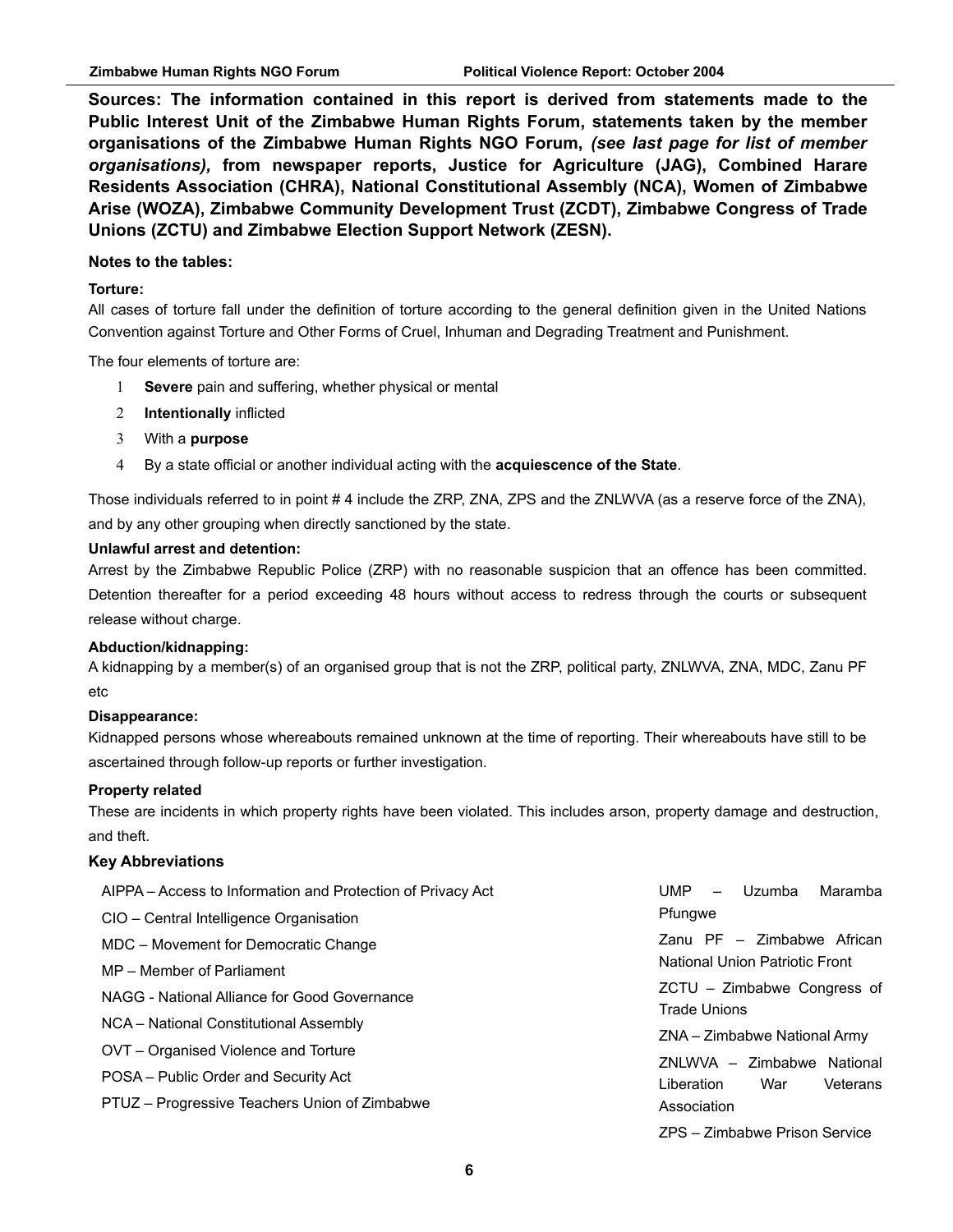**Sources: The information contained in this report is derived from statements made to the Public Interest Unit of the Zimbabwe Human Rights Forum, statements taken by the member organisations of the Zimbabwe Human Rights NGO Forum,** ***(see last page for list of member organisations),*** **from newspaper reports, Justice for Agriculture (JAG), Combined Harare Residents Association (CHRA), National Constitutional Assembly (NCA), Women of Zimbabwe Arise (WOZA), Zimbabwe Community Development Trust (ZCDT), Zimbabwe Congress of Trade Unions (ZCTU) and Zimbabwe Election Support Network (ZESN).**

**Notes to the tables:**

**Torture:**

All cases of torture fall under the definition of torture according to the general definition given in the United Nations Convention against Torture and Other Forms of Cruel, Inhuman and Degrading Treatment and Punishment.

The four elements of torture are:

1. **Severe** pain and suffering, whether physical or mental
2. **Intentionally** inflicted
3. With a **purpose**
4. By a state official or another individual acting with the **acquiescence of the State**.

Those individuals referred to in point # 4 include the ZRP, ZNA, ZPS and the ZNLWVA (as a reserve force of the ZNA), and by any other grouping when directly sanctioned by the state.

**Unlawful arrest and detention:**

Arrest by the Zimbabwe Republic Police (ZRP) with no reasonable suspicion that an offence has been committed. Detention thereafter for a period exceeding 48 hours without access to redress through the courts or subsequent release without charge.

**Abduction/kidnapping:**

A kidnapping by a member(s) of an organised group that is not the ZRP, political party, ZNLWVA, ZNA, MDC, Zanu PF etc

**Disappearance:**

Kidnapped persons whose whereabouts remained unknown at the time of reporting. Their whereabouts have still to be ascertained through follow-up reports or further investigation.

**Property related**

These are incidents in which property rights have been violated. This includes arson, property damage and destruction, and theft.

**Key Abbreviations**

- AIPPA – Access to Information and Protection of Privacy Act
- CIO – Central Intelligence Organisation
- MDC – Movement for Democratic Change
- MP – Member of Parliament
- NAGG - National Alliance for Good Governance
- NCA – National Constitutional Assembly
- OVT – Organised Violence and Torture
- POSA – Public Order and Security Act
- PTUZ – Progressive Teachers Union of Zimbabwe
- UMP – Uzumba Maramba Pfungwe
- Zanu PF – Zimbabwe African National Union Patriotic Front
- ZCTU – Zimbabwe Congress of Trade Unions
- ZNA – Zimbabwe National Army
- ZNLWVA – Zimbabwe National Liberation War Veterans Association
- ZPS – Zimbabwe Prison Service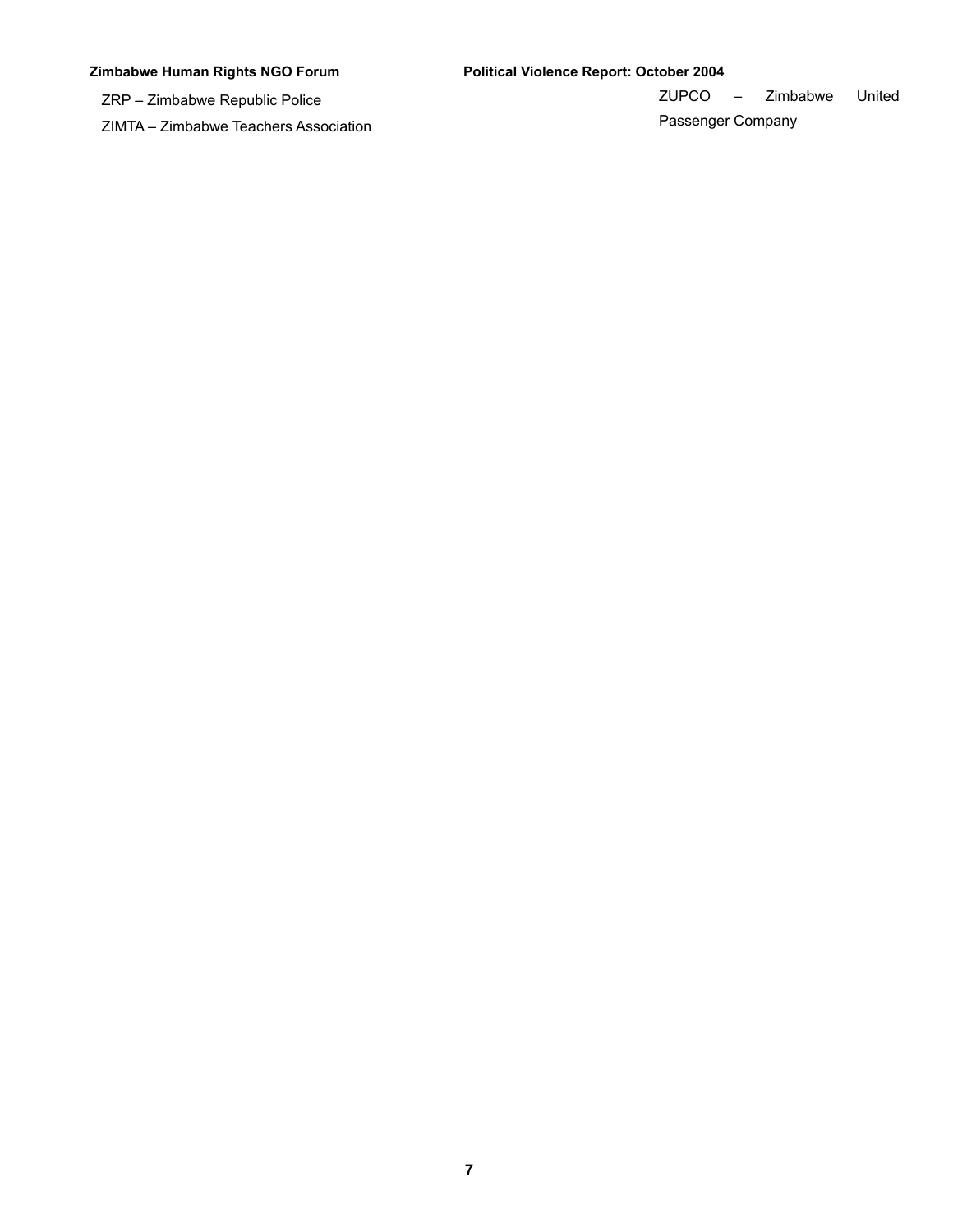ZRP – Zimbabwe Republic Police

ZIMTA – Zimbabwe Teachers Association

ZUPCO – Zimbabwe United Passenger Company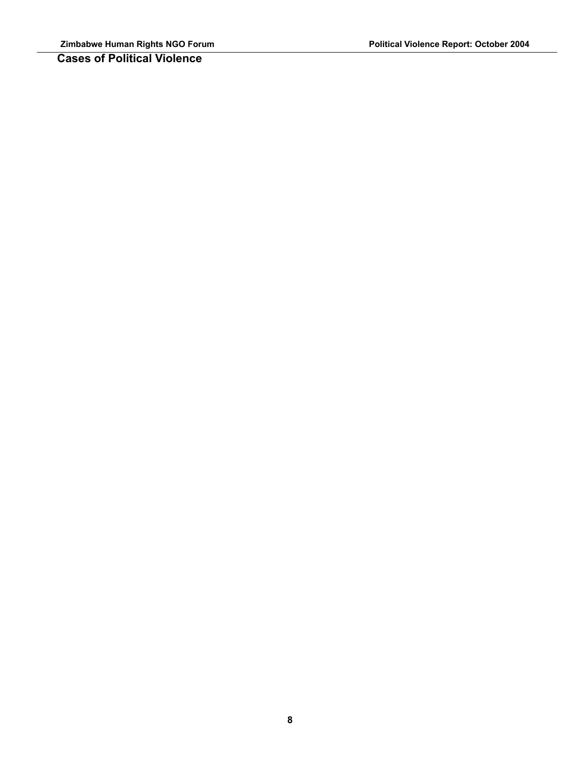## Cases of Political Violence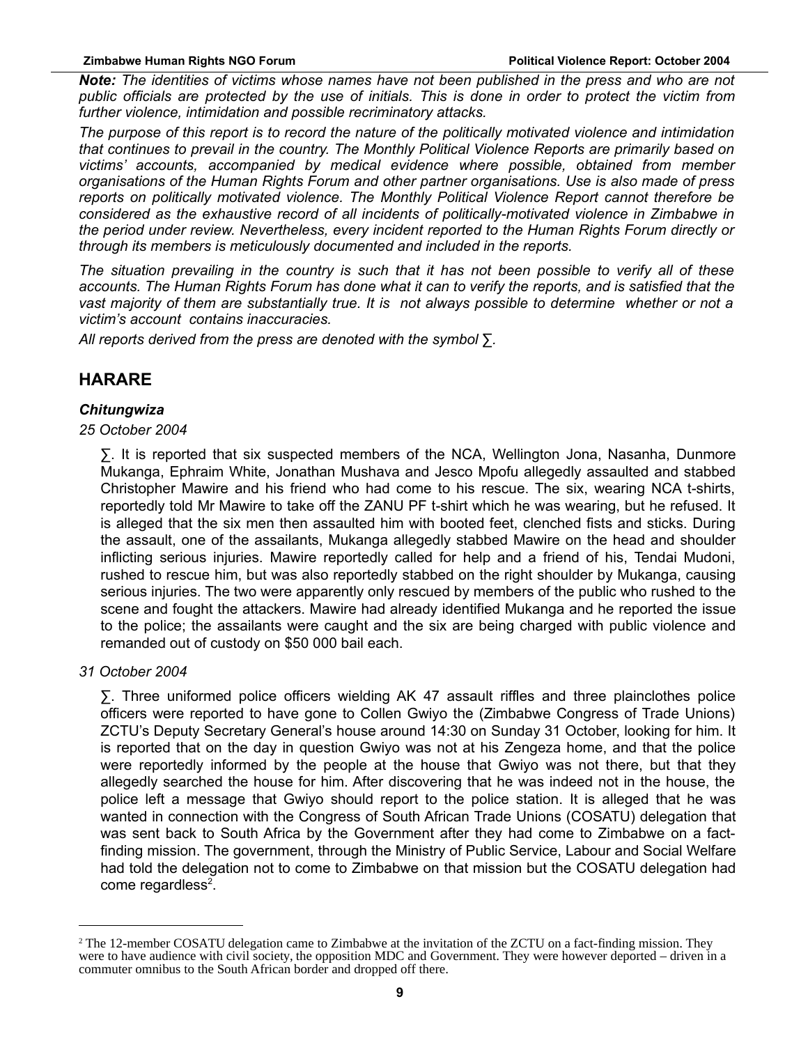***Note:*** *The identities of victims whose names have not been published in the press and who are not public officials are protected by the use of initials. This is done in order to protect the victim from further violence, intimidation and possible recriminatory attacks.*

*The purpose of this report is to record the nature of the politically motivated violence and intimidation that continues to prevail in the country. The Monthly Political Violence Reports are primarily based on victims' accounts, accompanied by medical evidence where possible, obtained from member organisations of the Human Rights Forum and other partner organisations. Use is also made of press reports on politically motivated violence. The Monthly Political Violence Report cannot therefore be considered as the exhaustive record of all incidents of politically-motivated violence in Zimbabwe in the period under review. Nevertheless, every incident reported to the Human Rights Forum directly or through its members is meticulously documented and included in the reports.*

*The situation prevailing in the country is such that it has not been possible to verify all of these accounts. The Human Rights Forum has done what it can to verify the reports, and is satisfied that the vast majority of them are substantially true. It is not always possible to determine whether or not a victim's account contains inaccuracies.*

*All reports derived from the press are denoted with the symbol ∑.*

## HARARE

### *Chitungwiza*

*25 October 2004*

∑. It is reported that six suspected members of the NCA, Wellington Jona, Nasanha, Dunmore Mukanga, Ephraim White, Jonathan Mushava and Jesco Mpofu allegedly assaulted and stabbed Christopher Mawire and his friend who had come to his rescue. The six, wearing NCA t-shirts, reportedly told Mr Mawire to take off the ZANU PF t-shirt which he was wearing, but he refused. It is alleged that the six men then assaulted him with booted feet, clenched fists and sticks. During the assault, one of the assailants, Mukanga allegedly stabbed Mawire on the head and shoulder inflicting serious injuries. Mawire reportedly called for help and a friend of his, Tendai Mudoni, rushed to rescue him, but was also reportedly stabbed on the right shoulder by Mukanga, causing serious injuries. The two were apparently only rescued by members of the public who rushed to the scene and fought the attackers. Mawire had already identified Mukanga and he reported the issue to the police; the assailants were caught and the six are being charged with public violence and remanded out of custody on $50 000 bail each.

*31 October 2004*

∑. Three uniformed police officers wielding AK 47 assault riffles and three plainclothes police officers were reported to have gone to Collen Gwiyo the (Zimbabwe Congress of Trade Unions) ZCTU's Deputy Secretary General's house around 14:30 on Sunday 31 October, looking for him. It is reported that on the day in question Gwiyo was not at his Zengeza home, and that the police were reportedly informed by the people at the house that Gwiyo was not there, but that they allegedly searched the house for him. After discovering that he was indeed not in the house, the police left a message that Gwiyo should report to the police station. It is alleged that he was wanted in connection with the Congress of South African Trade Unions (COSATU) delegation that was sent back to South Africa by the Government after they had come to Zimbabwe on a fact-finding mission. The government, through the Ministry of Public Service, Labour and Social Welfare had told the delegation not to come to Zimbabwe on that mission but the COSATU delegation had come regardless[2].

---

[2] The 12-member COSATU delegation came to Zimbabwe at the invitation of the ZCTU on a fact-finding mission. They were to have audience with civil society, the opposition MDC and Government. They were however deported – driven in a commuter omnibus to the South African border and dropped off there.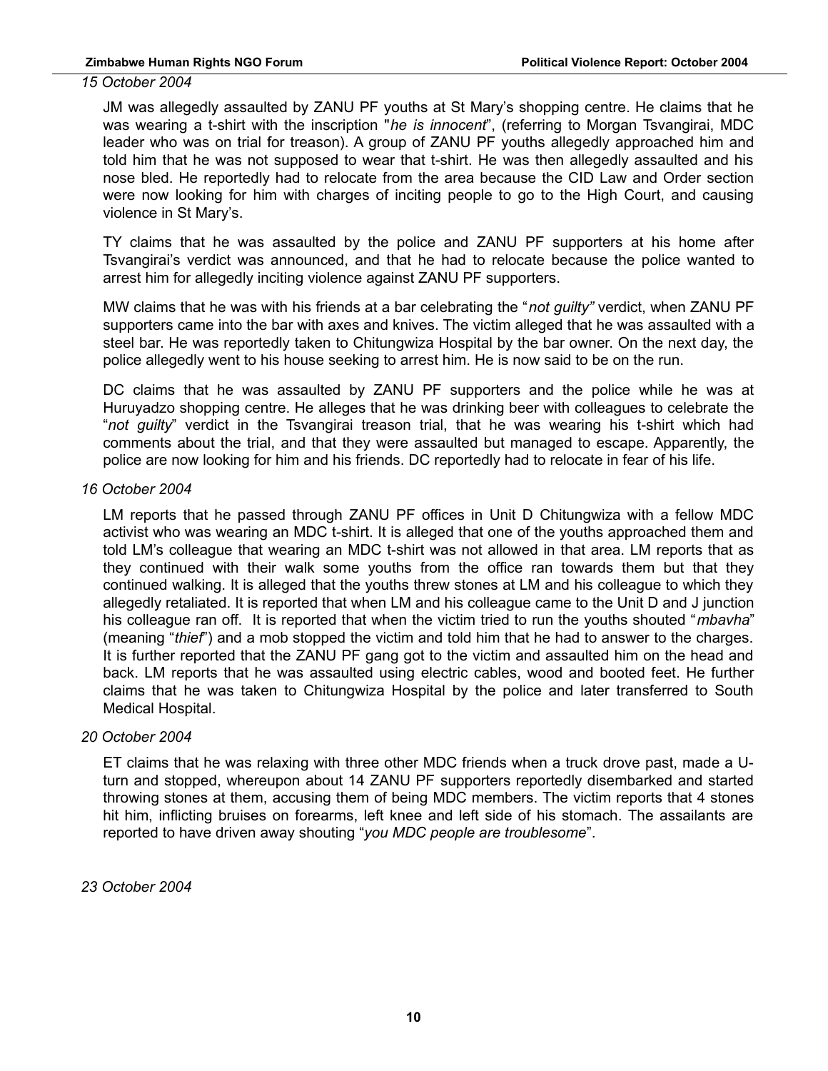*15 October 2004*

JM was allegedly assaulted by ZANU PF youths at St Mary's shopping centre. He claims that he was wearing a t-shirt with the inscription "*he is innocent*", (referring to Morgan Tsvangirai, MDC leader who was on trial for treason). A group of ZANU PF youths allegedly approached him and told him that he was not supposed to wear that t-shirt. He was then allegedly assaulted and his nose bled. He reportedly had to relocate from the area because the CID Law and Order section were now looking for him with charges of inciting people to go to the High Court, and causing violence in St Mary's.

TY claims that he was assaulted by the police and ZANU PF supporters at his home after Tsvangirai's verdict was announced, and that he had to relocate because the police wanted to arrest him for allegedly inciting violence against ZANU PF supporters.

MW claims that he was with his friends at a bar celebrating the "*not guilty"* verdict, when ZANU PF supporters came into the bar with axes and knives. The victim alleged that he was assaulted with a steel bar. He was reportedly taken to Chitungwiza Hospital by the bar owner. On the next day, the police allegedly went to his house seeking to arrest him. He is now said to be on the run.

DC claims that he was assaulted by ZANU PF supporters and the police while he was at Huruyadzo shopping centre. He alleges that he was drinking beer with colleagues to celebrate the "*not guilty*" verdict in the Tsvangirai treason trial, that he was wearing his t-shirt which had comments about the trial, and that they were assaulted but managed to escape. Apparently, the police are now looking for him and his friends. DC reportedly had to relocate in fear of his life.

*16 October 2004*

LM reports that he passed through ZANU PF offices in Unit D Chitungwiza with a fellow MDC activist who was wearing an MDC t-shirt. It is alleged that one of the youths approached them and told LM's colleague that wearing an MDC t-shirt was not allowed in that area. LM reports that as they continued with their walk some youths from the office ran towards them but that they continued walking. It is alleged that the youths threw stones at LM and his colleague to which they allegedly retaliated. It is reported that when LM and his colleague came to the Unit D and J junction his colleague ran off. It is reported that when the victim tried to run the youths shouted "*mbavha*" (meaning "*thief*") and a mob stopped the victim and told him that he had to answer to the charges. It is further reported that the ZANU PF gang got to the victim and assaulted him on the head and back. LM reports that he was assaulted using electric cables, wood and booted feet. He further claims that he was taken to Chitungwiza Hospital by the police and later transferred to South Medical Hospital.

*20 October 2004*

ET claims that he was relaxing with three other MDC friends when a truck drove past, made a U-turn and stopped, whereupon about 14 ZANU PF supporters reportedly disembarked and started throwing stones at them, accusing them of being MDC members. The victim reports that 4 stones hit him, inflicting bruises on forearms, left knee and left side of his stomach. The assailants are reported to have driven away shouting "*you MDC people are troublesome*".

*23 October 2004*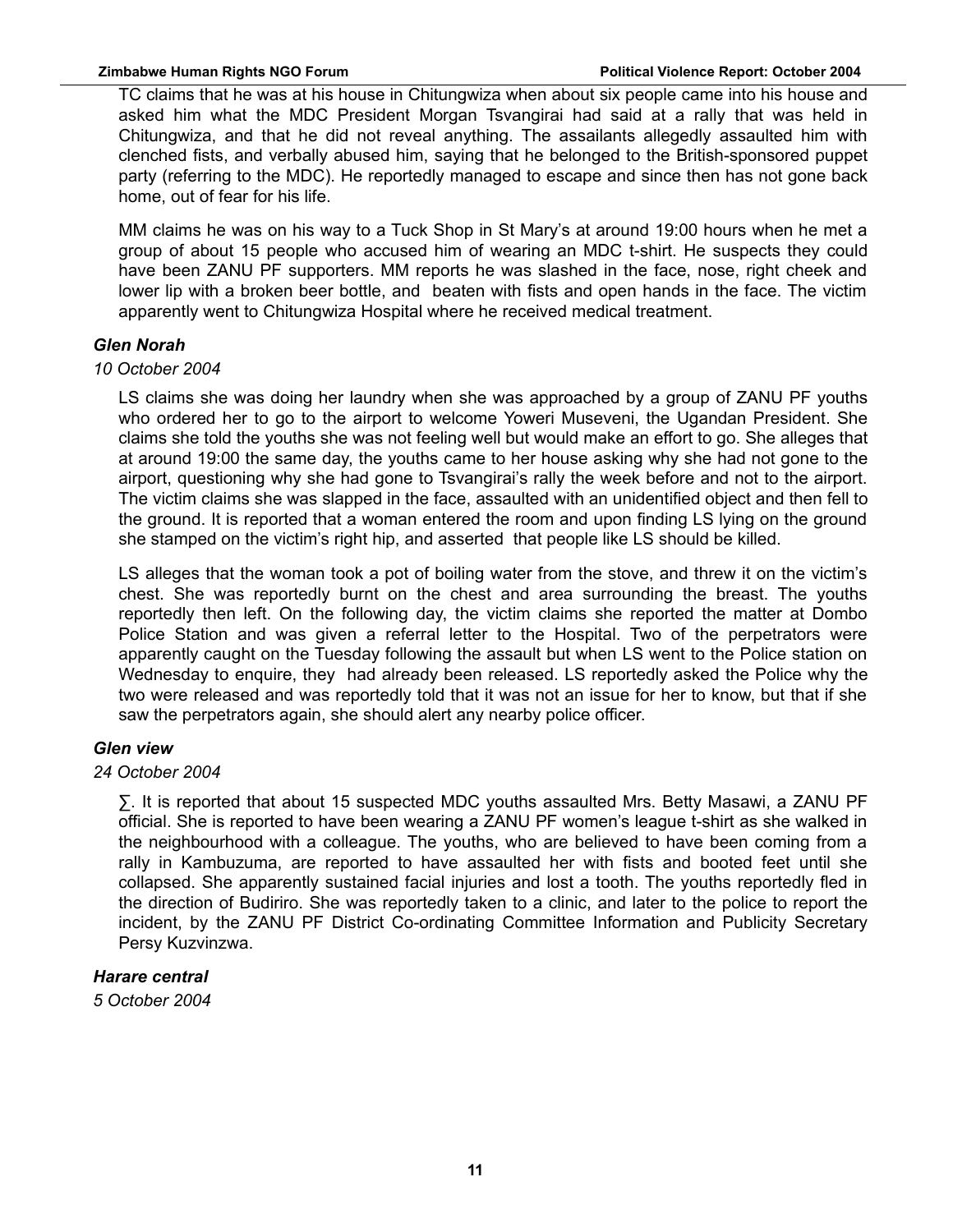TC claims that he was at his house in Chitungwiza when about six people came into his house and asked him what the MDC President Morgan Tsvangirai had said at a rally that was held in Chitungwiza, and that he did not reveal anything. The assailants allegedly assaulted him with clenched fists, and verbally abused him, saying that he belonged to the British-sponsored puppet party (referring to the MDC). He reportedly managed to escape and since then has not gone back home, out of fear for his life.

MM claims he was on his way to a Tuck Shop in St Mary's at around 19:00 hours when he met a group of about 15 people who accused him of wearing an MDC t-shirt. He suspects they could have been ZANU PF supporters. MM reports he was slashed in the face, nose, right cheek and lower lip with a broken beer bottle, and beaten with fists and open hands in the face. The victim apparently went to Chitungwiza Hospital where he received medical treatment.

***Glen Norah***

*10 October 2004*

LS claims she was doing her laundry when she was approached by a group of ZANU PF youths who ordered her to go to the airport to welcome Yoweri Museveni, the Ugandan President. She claims she told the youths she was not feeling well but would make an effort to go. She alleges that at around 19:00 the same day, the youths came to her house asking why she had not gone to the airport, questioning why she had gone to Tsvangirai's rally the week before and not to the airport. The victim claims she was slapped in the face, assaulted with an unidentified object and then fell to the ground. It is reported that a woman entered the room and upon finding LS lying on the ground she stamped on the victim's right hip, and asserted that people like LS should be killed.

LS alleges that the woman took a pot of boiling water from the stove, and threw it on the victim's chest. She was reportedly burnt on the chest and area surrounding the breast. The youths reportedly then left. On the following day, the victim claims she reported the matter at Dombo Police Station and was given a referral letter to the Hospital. Two of the perpetrators were apparently caught on the Tuesday following the assault but when LS went to the Police station on Wednesday to enquire, they had already been released. LS reportedly asked the Police why the two were released and was reportedly told that it was not an issue for her to know, but that if she saw the perpetrators again, she should alert any nearby police officer.

***Glen view***

*24 October 2004*

∑. It is reported that about 15 suspected MDC youths assaulted Mrs. Betty Masawi, a ZANU PF official. She is reported to have been wearing a ZANU PF women's league t-shirt as she walked in the neighbourhood with a colleague. The youths, who are believed to have been coming from a rally in Kambuzuma, are reported to have assaulted her with fists and booted feet until she collapsed. She apparently sustained facial injuries and lost a tooth. The youths reportedly fled in the direction of Budiriro. She was reportedly taken to a clinic, and later to the police to report the incident, by the ZANU PF District Co-ordinating Committee Information and Publicity Secretary Persy Kuzvinzwa.

***Harare central***

*5 October 2004*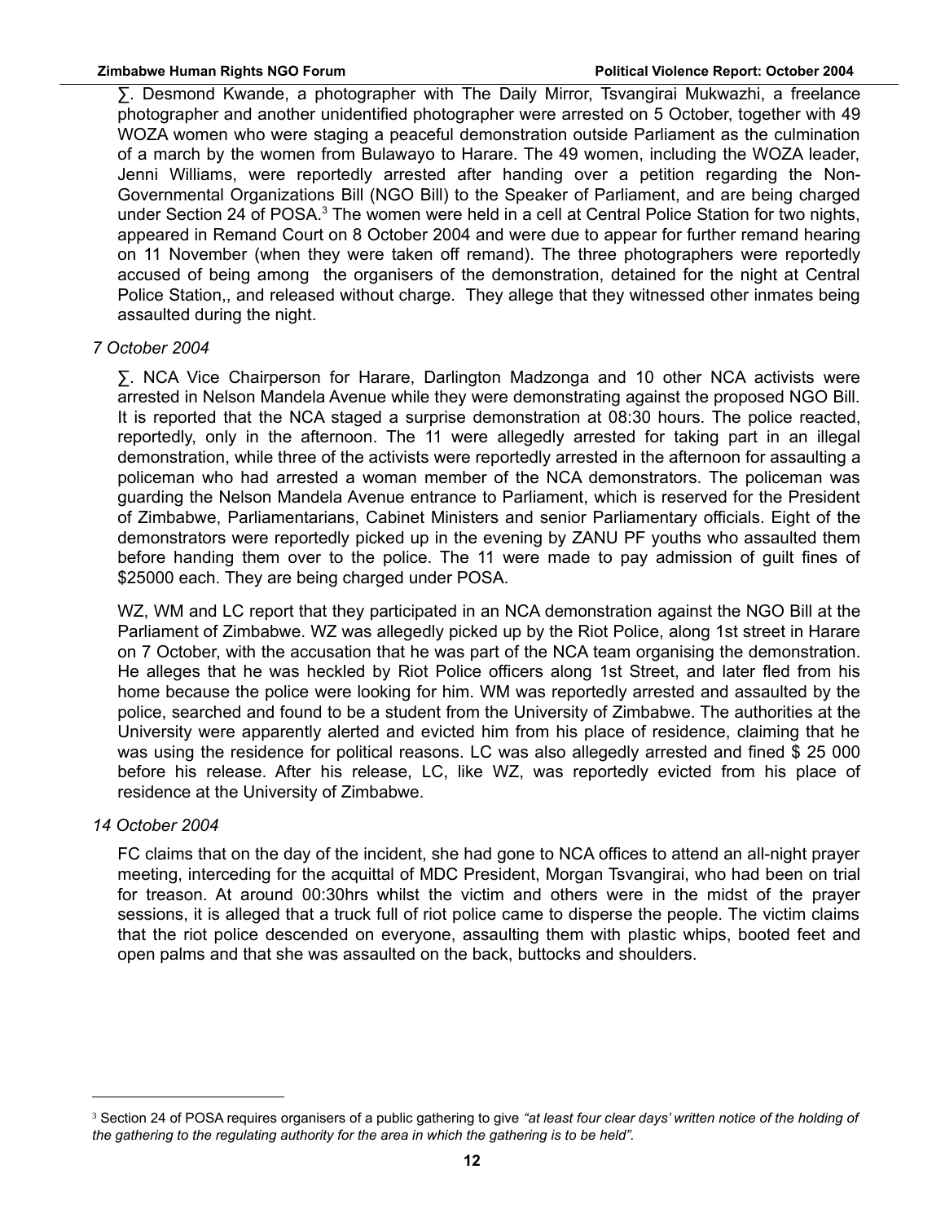∑. Desmond Kwande, a photographer with The Daily Mirror, Tsvangirai Mukwazhi, a freelance photographer and another unidentified photographer were arrested on 5 October, together with 49 WOZA women who were staging a peaceful demonstration outside Parliament as the culmination of a march by the women from Bulawayo to Harare. The 49 women, including the WOZA leader, Jenni Williams, were reportedly arrested after handing over a petition regarding the Non-Governmental Organizations Bill (NGO Bill) to the Speaker of Parliament, and are being charged under Section 24 of POSA.[3] The women were held in a cell at Central Police Station for two nights, appeared in Remand Court on 8 October 2004 and were due to appear for further remand hearing on 11 November (when they were taken off remand). The three photographers were reportedly accused of being among the organisers of the demonstration, detained for the night at Central Police Station,, and released without charge. They allege that they witnessed other inmates being assaulted during the night.

*7 October 2004*

∑. NCA Vice Chairperson for Harare, Darlington Madzonga and 10 other NCA activists were arrested in Nelson Mandela Avenue while they were demonstrating against the proposed NGO Bill. It is reported that the NCA staged a surprise demonstration at 08:30 hours. The police reacted, reportedly, only in the afternoon. The 11 were allegedly arrested for taking part in an illegal demonstration, while three of the activists were reportedly arrested in the afternoon for assaulting a policeman who had arrested a woman member of the NCA demonstrators. The policeman was guarding the Nelson Mandela Avenue entrance to Parliament, which is reserved for the President of Zimbabwe, Parliamentarians, Cabinet Ministers and senior Parliamentary officials. Eight of the demonstrators were reportedly picked up in the evening by ZANU PF youths who assaulted them before handing them over to the police. The 11 were made to pay admission of guilt fines of $25000 each. They are being charged under POSA.

WZ, WM and LC report that they participated in an NCA demonstration against the NGO Bill at the Parliament of Zimbabwe. WZ was allegedly picked up by the Riot Police, along 1st street in Harare on 7 October, with the accusation that he was part of the NCA team organising the demonstration. He alleges that he was heckled by Riot Police officers along 1st Street, and later fled from his home because the police were looking for him. WM was reportedly arrested and assaulted by the police, searched and found to be a student from the University of Zimbabwe. The authorities at the University were apparently alerted and evicted him from his place of residence, claiming that he was using the residence for political reasons. LC was also allegedly arrested and fined $ 25 000 before his release. After his release, LC, like WZ, was reportedly evicted from his place of residence at the University of Zimbabwe.

*14 October 2004*

FC claims that on the day of the incident, she had gone to NCA offices to attend an all-night prayer meeting, interceding for the acquittal of MDC President, Morgan Tsvangirai, who had been on trial for treason. At around 00:30hrs whilst the victim and others were in the midst of the prayer sessions, it is alleged that a truck full of riot police came to disperse the people. The victim claims that the riot police descended on everyone, assaulting them with plastic whips, booted feet and open palms and that she was assaulted on the back, buttocks and shoulders.

---

[3] Section 24 of POSA requires organisers of a public gathering to give *"at least four clear days' written notice of the holding of the gathering to the regulating authority for the area in which the gathering is to be held".*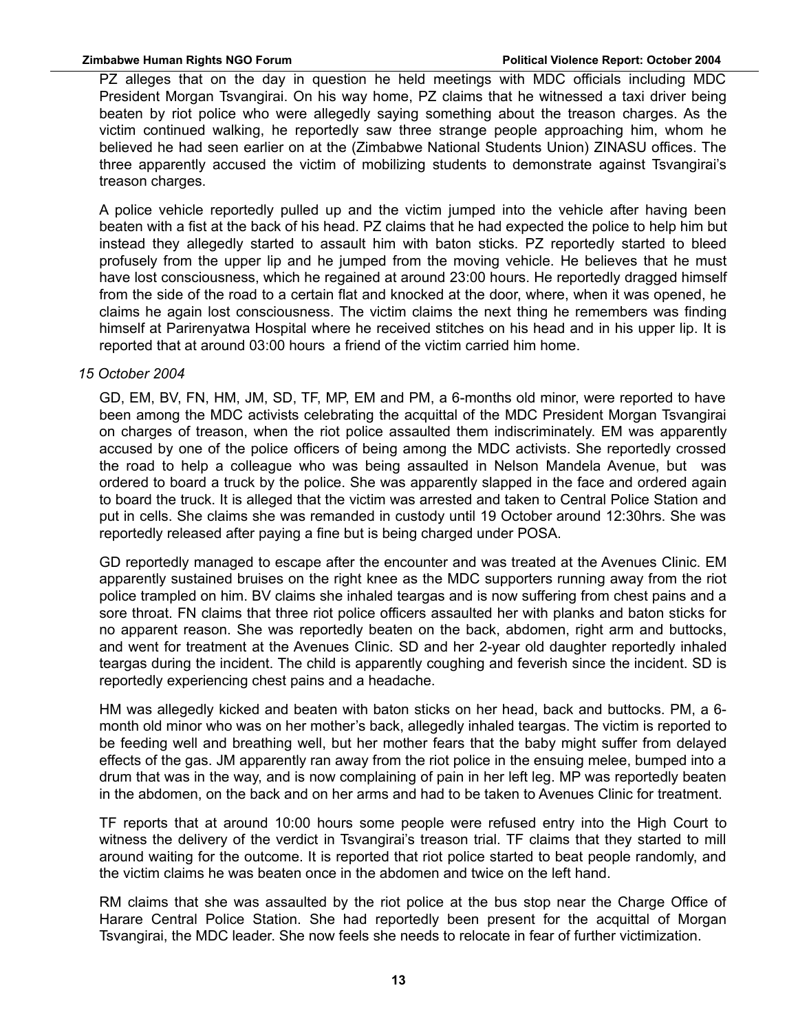PZ alleges that on the day in question he held meetings with MDC officials including MDC President Morgan Tsvangirai. On his way home, PZ claims that he witnessed a taxi driver being beaten by riot police who were allegedly saying something about the treason charges. As the victim continued walking, he reportedly saw three strange people approaching him, whom he believed he had seen earlier on at the (Zimbabwe National Students Union) ZINASU offices. The three apparently accused the victim of mobilizing students to demonstrate against Tsvangirai's treason charges.

A police vehicle reportedly pulled up and the victim jumped into the vehicle after having been beaten with a fist at the back of his head. PZ claims that he had expected the police to help him but instead they allegedly started to assault him with baton sticks. PZ reportedly started to bleed profusely from the upper lip and he jumped from the moving vehicle. He believes that he must have lost consciousness, which he regained at around 23:00 hours. He reportedly dragged himself from the side of the road to a certain flat and knocked at the door, where, when it was opened, he claims he again lost consciousness. The victim claims the next thing he remembers was finding himself at Parirenyatwa Hospital where he received stitches on his head and in his upper lip. It is reported that at around 03:00 hours a friend of the victim carried him home.

*15 October 2004*

GD, EM, BV, FN, HM, JM, SD, TF, MP, EM and PM, a 6-months old minor, were reported to have been among the MDC activists celebrating the acquittal of the MDC President Morgan Tsvangirai on charges of treason, when the riot police assaulted them indiscriminately. EM was apparently accused by one of the police officers of being among the MDC activists. She reportedly crossed the road to help a colleague who was being assaulted in Nelson Mandela Avenue, but was ordered to board a truck by the police. She was apparently slapped in the face and ordered again to board the truck. It is alleged that the victim was arrested and taken to Central Police Station and put in cells. She claims she was remanded in custody until 19 October around 12:30hrs. She was reportedly released after paying a fine but is being charged under POSA.

GD reportedly managed to escape after the encounter and was treated at the Avenues Clinic. EM apparently sustained bruises on the right knee as the MDC supporters running away from the riot police trampled on him. BV claims she inhaled teargas and is now suffering from chest pains and a sore throat. FN claims that three riot police officers assaulted her with planks and baton sticks for no apparent reason. She was reportedly beaten on the back, abdomen, right arm and buttocks, and went for treatment at the Avenues Clinic. SD and her 2-year old daughter reportedly inhaled teargas during the incident. The child is apparently coughing and feverish since the incident. SD is reportedly experiencing chest pains and a headache.

HM was allegedly kicked and beaten with baton sticks on her head, back and buttocks. PM, a 6-month old minor who was on her mother's back, allegedly inhaled teargas. The victim is reported to be feeding well and breathing well, but her mother fears that the baby might suffer from delayed effects of the gas. JM apparently ran away from the riot police in the ensuing melee, bumped into a drum that was in the way, and is now complaining of pain in her left leg. MP was reportedly beaten in the abdomen, on the back and on her arms and had to be taken to Avenues Clinic for treatment.

TF reports that at around 10:00 hours some people were refused entry into the High Court to witness the delivery of the verdict in Tsvangirai's treason trial. TF claims that they started to mill around waiting for the outcome. It is reported that riot police started to beat people randomly, and the victim claims he was beaten once in the abdomen and twice on the left hand.

RM claims that she was assaulted by the riot police at the bus stop near the Charge Office of Harare Central Police Station. She had reportedly been present for the acquittal of Morgan Tsvangirai, the MDC leader. She now feels she needs to relocate in fear of further victimization.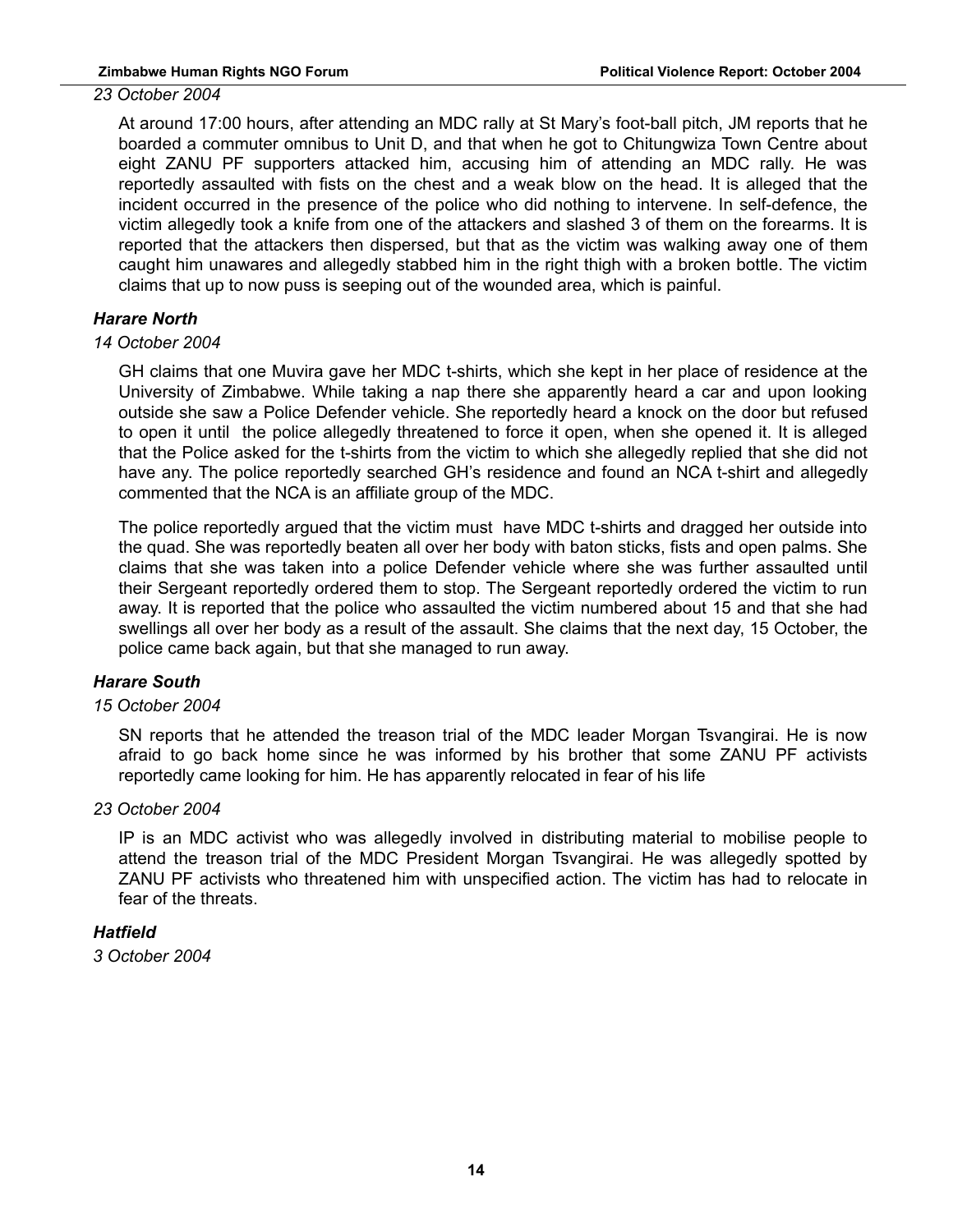*23 October 2004*

At around 17:00 hours, after attending an MDC rally at St Mary's foot-ball pitch, JM reports that he boarded a commuter omnibus to Unit D, and that when he got to Chitungwiza Town Centre about eight ZANU PF supporters attacked him, accusing him of attending an MDC rally. He was reportedly assaulted with fists on the chest and a weak blow on the head. It is alleged that the incident occurred in the presence of the police who did nothing to intervene. In self-defence, the victim allegedly took a knife from one of the attackers and slashed 3 of them on the forearms. It is reported that the attackers then dispersed, but that as the victim was walking away one of them caught him unawares and allegedly stabbed him in the right thigh with a broken bottle. The victim claims that up to now puss is seeping out of the wounded area, which is painful.

### *Harare North*

*14 October 2004*

GH claims that one Muvira gave her MDC t-shirts, which she kept in her place of residence at the University of Zimbabwe. While taking a nap there she apparently heard a car and upon looking outside she saw a Police Defender vehicle. She reportedly heard a knock on the door but refused to open it until the police allegedly threatened to force it open, when she opened it. It is alleged that the Police asked for the t-shirts from the victim to which she allegedly replied that she did not have any. The police reportedly searched GH's residence and found an NCA t-shirt and allegedly commented that the NCA is an affiliate group of the MDC.

The police reportedly argued that the victim must have MDC t-shirts and dragged her outside into the quad. She was reportedly beaten all over her body with baton sticks, fists and open palms. She claims that she was taken into a police Defender vehicle where she was further assaulted until their Sergeant reportedly ordered them to stop. The Sergeant reportedly ordered the victim to run away. It is reported that the police who assaulted the victim numbered about 15 and that she had swellings all over her body as a result of the assault. She claims that the next day, 15 October, the police came back again, but that she managed to run away.

### *Harare South*

*15 October 2004*

SN reports that he attended the treason trial of the MDC leader Morgan Tsvangirai. He is now afraid to go back home since he was informed by his brother that some ZANU PF activists reportedly came looking for him. He has apparently relocated in fear of his life

*23 October 2004*

IP is an MDC activist who was allegedly involved in distributing material to mobilise people to attend the treason trial of the MDC President Morgan Tsvangirai. He was allegedly spotted by ZANU PF activists who threatened him with unspecified action. The victim has had to relocate in fear of the threats.

### *Hatfield*

*3 October 2004*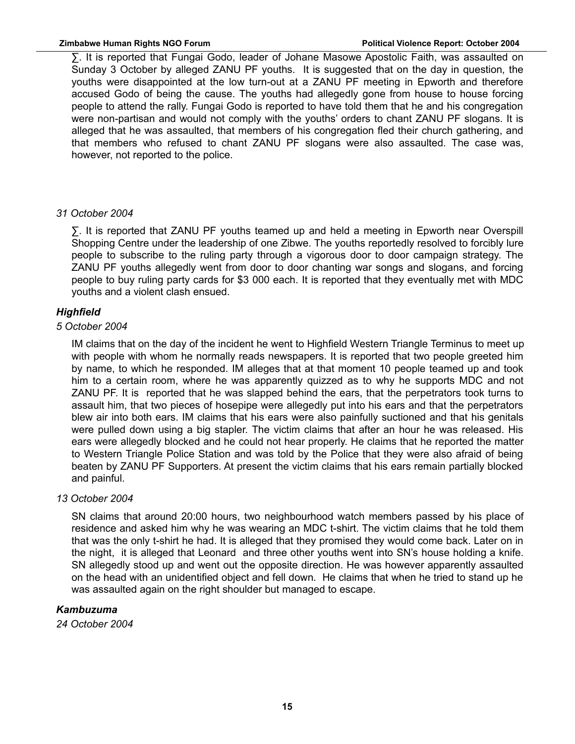∑. It is reported that Fungai Godo, leader of Johane Masowe Apostolic Faith, was assaulted on Sunday 3 October by alleged ZANU PF youths. It is suggested that on the day in question, the youths were disappointed at the low turn-out at a ZANU PF meeting in Epworth and therefore accused Godo of being the cause. The youths had allegedly gone from house to house forcing people to attend the rally. Fungai Godo is reported to have told them that he and his congregation were non-partisan and would not comply with the youths' orders to chant ZANU PF slogans. It is alleged that he was assaulted, that members of his congregation fled their church gathering, and that members who refused to chant ZANU PF slogans were also assaulted. The case was, however, not reported to the police.

*31 October 2004*

∑. It is reported that ZANU PF youths teamed up and held a meeting in Epworth near Overspill Shopping Centre under the leadership of one Zibwe. The youths reportedly resolved to forcibly lure people to subscribe to the ruling party through a vigorous door to door campaign strategy. The ZANU PF youths allegedly went from door to door chanting war songs and slogans, and forcing people to buy ruling party cards for $3 000 each. It is reported that they eventually met with MDC youths and a violent clash ensued.

***Highfield***

*5 October 2004*

IM claims that on the day of the incident he went to Highfield Western Triangle Terminus to meet up with people with whom he normally reads newspapers. It is reported that two people greeted him by name, to which he responded. IM alleges that at that moment 10 people teamed up and took him to a certain room, where he was apparently quizzed as to why he supports MDC and not ZANU PF. It is reported that he was slapped behind the ears, that the perpetrators took turns to assault him, that two pieces of hosepipe were allegedly put into his ears and that the perpetrators blew air into both ears. IM claims that his ears were also painfully suctioned and that his genitals were pulled down using a big stapler. The victim claims that after an hour he was released. His ears were allegedly blocked and he could not hear properly. He claims that he reported the matter to Western Triangle Police Station and was told by the Police that they were also afraid of being beaten by ZANU PF Supporters. At present the victim claims that his ears remain partially blocked and painful.

*13 October 2004*

SN claims that around 20:00 hours, two neighbourhood watch members passed by his place of residence and asked him why he was wearing an MDC t-shirt. The victim claims that he told them that was the only t-shirt he had. It is alleged that they promised they would come back. Later on in the night, it is alleged that Leonard and three other youths went into SN's house holding a knife. SN allegedly stood up and went out the opposite direction. He was however apparently assaulted on the head with an unidentified object and fell down. He claims that when he tried to stand up he was assaulted again on the right shoulder but managed to escape.

***Kambuzuma***

*24 October 2004*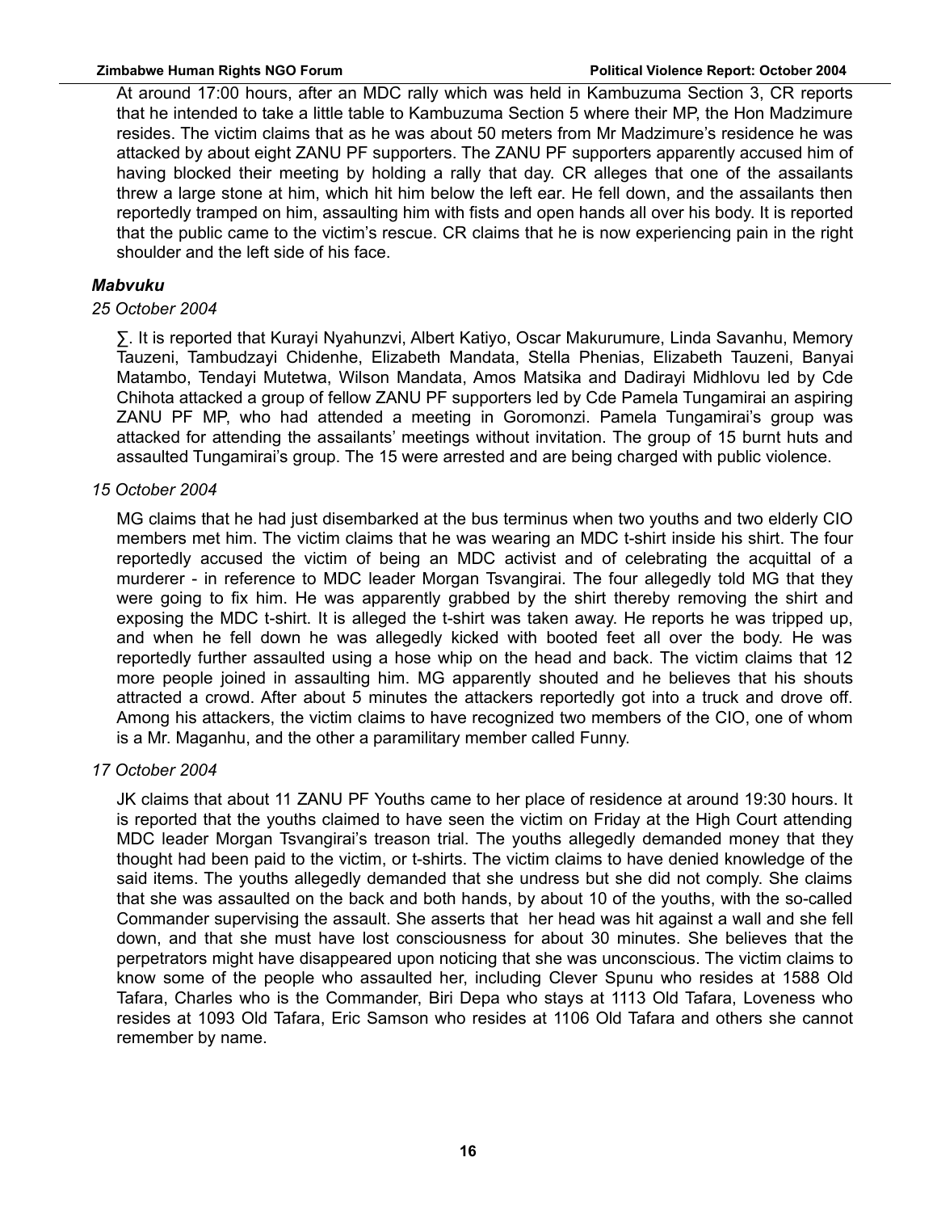At around 17:00 hours, after an MDC rally which was held in Kambuzuma Section 3, CR reports that he intended to take a little table to Kambuzuma Section 5 where their MP, the Hon Madzimure resides. The victim claims that as he was about 50 meters from Mr Madzimure's residence he was attacked by about eight ZANU PF supporters. The ZANU PF supporters apparently accused him of having blocked their meeting by holding a rally that day. CR alleges that one of the assailants threw a large stone at him, which hit him below the left ear. He fell down, and the assailants then reportedly tramped on him, assaulting him with fists and open hands all over his body. It is reported that the public came to the victim's rescue. CR claims that he is now experiencing pain in the right shoulder and the left side of his face.

### *Mabvuku*

*25 October 2004*

∑. It is reported that Kurayi Nyahunzvi, Albert Katiyo, Oscar Makurumure, Linda Savanhu, Memory Tauzeni, Tambudzayi Chidenhe, Elizabeth Mandata, Stella Phenias, Elizabeth Tauzeni, Banyai Matambo, Tendayi Mutetwa, Wilson Mandata, Amos Matsika and Dadirayi Midhlovu led by Cde Chihota attacked a group of fellow ZANU PF supporters led by Cde Pamela Tungamirai an aspiring ZANU PF MP, who had attended a meeting in Goromonzi. Pamela Tungamirai's group was attacked for attending the assailants' meetings without invitation. The group of 15 burnt huts and assaulted Tungamirai's group. The 15 were arrested and are being charged with public violence.

*15 October 2004*

MG claims that he had just disembarked at the bus terminus when two youths and two elderly CIO members met him. The victim claims that he was wearing an MDC t-shirt inside his shirt. The four reportedly accused the victim of being an MDC activist and of celebrating the acquittal of a murderer - in reference to MDC leader Morgan Tsvangirai. The four allegedly told MG that they were going to fix him. He was apparently grabbed by the shirt thereby removing the shirt and exposing the MDC t-shirt. It is alleged the t-shirt was taken away. He reports he was tripped up, and when he fell down he was allegedly kicked with booted feet all over the body. He was reportedly further assaulted using a hose whip on the head and back. The victim claims that 12 more people joined in assaulting him. MG apparently shouted and he believes that his shouts attracted a crowd. After about 5 minutes the attackers reportedly got into a truck and drove off. Among his attackers, the victim claims to have recognized two members of the CIO, one of whom is a Mr. Maganhu, and the other a paramilitary member called Funny.

*17 October 2004*

JK claims that about 11 ZANU PF Youths came to her place of residence at around 19:30 hours. It is reported that the youths claimed to have seen the victim on Friday at the High Court attending MDC leader Morgan Tsvangirai's treason trial. The youths allegedly demanded money that they thought had been paid to the victim, or t-shirts. The victim claims to have denied knowledge of the said items. The youths allegedly demanded that she undress but she did not comply. She claims that she was assaulted on the back and both hands, by about 10 of the youths, with the so-called Commander supervising the assault. She asserts that her head was hit against a wall and she fell down, and that she must have lost consciousness for about 30 minutes. She believes that the perpetrators might have disappeared upon noticing that she was unconscious. The victim claims to know some of the people who assaulted her, including Clever Spunu who resides at 1588 Old Tafara, Charles who is the Commander, Biri Depa who stays at 1113 Old Tafara, Loveness who resides at 1093 Old Tafara, Eric Samson who resides at 1106 Old Tafara and others she cannot remember by name.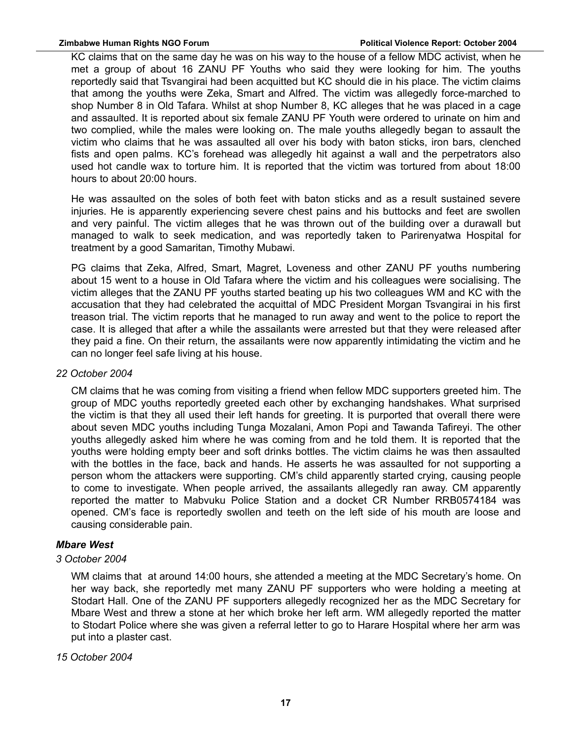KC claims that on the same day he was on his way to the house of a fellow MDC activist, when he met a group of about 16 ZANU PF Youths who said they were looking for him. The youths reportedly said that Tsvangirai had been acquitted but KC should die in his place. The victim claims that among the youths were Zeka, Smart and Alfred. The victim was allegedly force-marched to shop Number 8 in Old Tafara. Whilst at shop Number 8, KC alleges that he was placed in a cage and assaulted. It is reported about six female ZANU PF Youth were ordered to urinate on him and two complied, while the males were looking on. The male youths allegedly began to assault the victim who claims that he was assaulted all over his body with baton sticks, iron bars, clenched fists and open palms. KC's forehead was allegedly hit against a wall and the perpetrators also used hot candle wax to torture him. It is reported that the victim was tortured from about 18:00 hours to about 20:00 hours.

He was assaulted on the soles of both feet with baton sticks and as a result sustained severe injuries. He is apparently experiencing severe chest pains and his buttocks and feet are swollen and very painful. The victim alleges that he was thrown out of the building over a durawall but managed to walk to seek medication, and was reportedly taken to Parirenyatwa Hospital for treatment by a good Samaritan, Timothy Mubawi.

PG claims that Zeka, Alfred, Smart, Magret, Loveness and other ZANU PF youths numbering about 15 went to a house in Old Tafara where the victim and his colleagues were socialising. The victim alleges that the ZANU PF youths started beating up his two colleagues WM and KC with the accusation that they had celebrated the acquittal of MDC President Morgan Tsvangirai in his first treason trial. The victim reports that he managed to run away and went to the police to report the case. It is alleged that after a while the assailants were arrested but that they were released after they paid a fine. On their return, the assailants were now apparently intimidating the victim and he can no longer feel safe living at his house.

*22 October 2004*

CM claims that he was coming from visiting a friend when fellow MDC supporters greeted him. The group of MDC youths reportedly greeted each other by exchanging handshakes. What surprised the victim is that they all used their left hands for greeting. It is purported that overall there were about seven MDC youths including Tunga Mozalani, Amon Popi and Tawanda Tafireyi. The other youths allegedly asked him where he was coming from and he told them. It is reported that the youths were holding empty beer and soft drinks bottles. The victim claims he was then assaulted with the bottles in the face, back and hands. He asserts he was assaulted for not supporting a person whom the attackers were supporting. CM's child apparently started crying, causing people to come to investigate. When people arrived, the assailants allegedly ran away. CM apparently reported the matter to Mabvuku Police Station and a docket CR Number RRB0574184 was opened. CM's face is reportedly swollen and teeth on the left side of his mouth are loose and causing considerable pain.

### *Mbare West*

*3 October 2004*

WM claims that at around 14:00 hours, she attended a meeting at the MDC Secretary's home. On her way back, she reportedly met many ZANU PF supporters who were holding a meeting at Stodart Hall. One of the ZANU PF supporters allegedly recognized her as the MDC Secretary for Mbare West and threw a stone at her which broke her left arm. WM allegedly reported the matter to Stodart Police where she was given a referral letter to go to Harare Hospital where her arm was put into a plaster cast.

*15 October 2004*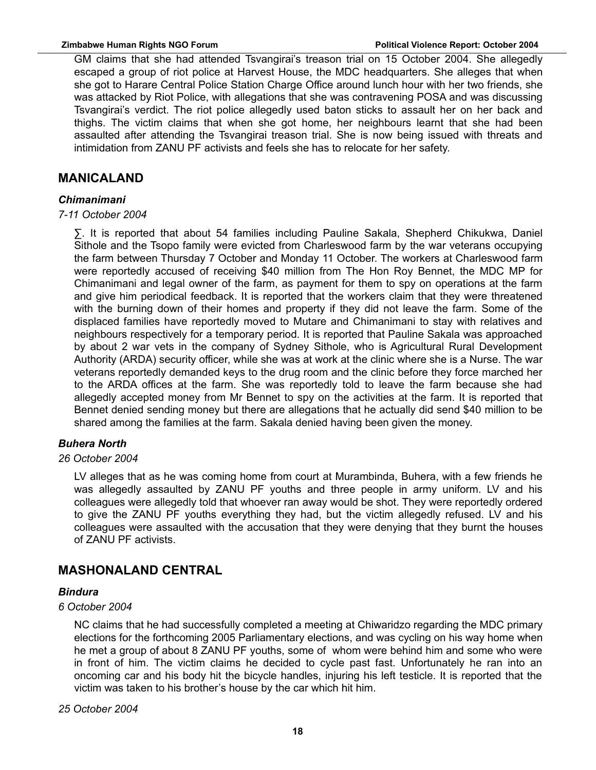GM claims that she had attended Tsvangirai's treason trial on 15 October 2004. She allegedly escaped a group of riot police at Harvest House, the MDC headquarters. She alleges that when she got to Harare Central Police Station Charge Office around lunch hour with her two friends, she was attacked by Riot Police, with allegations that she was contravening POSA and was discussing Tsvangirai's verdict. The riot police allegedly used baton sticks to assault her on her back and thighs. The victim claims that when she got home, her neighbours learnt that she had been assaulted after attending the Tsvangirai treason trial. She is now being issued with threats and intimidation from ZANU PF activists and feels she has to relocate for her safety.

## MANICALAND

### *Chimanimani*

*7-11 October 2004*

∑. It is reported that about 54 families including Pauline Sakala, Shepherd Chikukwa, Daniel Sithole and the Tsopo family were evicted from Charleswood farm by the war veterans occupying the farm between Thursday 7 October and Monday 11 October. The workers at Charleswood farm were reportedly accused of receiving $40 million from The Hon Roy Bennet, the MDC MP for Chimanimani and legal owner of the farm, as payment for them to spy on operations at the farm and give him periodical feedback. It is reported that the workers claim that they were threatened with the burning down of their homes and property if they did not leave the farm. Some of the displaced families have reportedly moved to Mutare and Chimanimani to stay with relatives and neighbours respectively for a temporary period. It is reported that Pauline Sakala was approached by about 2 war vets in the company of Sydney Sithole, who is Agricultural Rural Development Authority (ARDA) security officer, while she was at work at the clinic where she is a Nurse. The war veterans reportedly demanded keys to the drug room and the clinic before they force marched her to the ARDA offices at the farm. She was reportedly told to leave the farm because she had allegedly accepted money from Mr Bennet to spy on the activities at the farm. It is reported that Bennet denied sending money but there are allegations that he actually did send $40 million to be shared among the families at the farm. Sakala denied having been given the money.

### *Buhera North*

*26 October 2004*

LV alleges that as he was coming home from court at Murambinda, Buhera, with a few friends he was allegedly assaulted by ZANU PF youths and three people in army uniform. LV and his colleagues were allegedly told that whoever ran away would be shot. They were reportedly ordered to give the ZANU PF youths everything they had, but the victim allegedly refused. LV and his colleagues were assaulted with the accusation that they were denying that they burnt the houses of ZANU PF activists.

## MASHONALAND CENTRAL

### *Bindura*

*6 October 2004*

NC claims that he had successfully completed a meeting at Chiwaridzo regarding the MDC primary elections for the forthcoming 2005 Parliamentary elections, and was cycling on his way home when he met a group of about 8 ZANU PF youths, some of whom were behind him and some who were in front of him. The victim claims he decided to cycle past fast. Unfortunately he ran into an oncoming car and his body hit the bicycle handles, injuring his left testicle. It is reported that the victim was taken to his brother's house by the car which hit him.

*25 October 2004*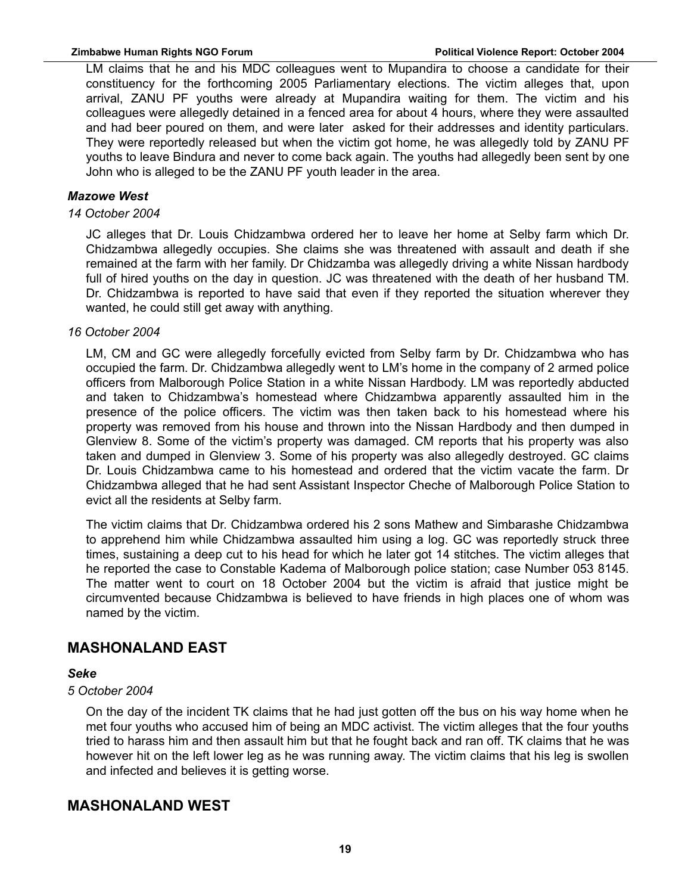LM claims that he and his MDC colleagues went to Mupandira to choose a candidate for their constituency for the forthcoming 2005 Parliamentary elections. The victim alleges that, upon arrival, ZANU PF youths were already at Mupandira waiting for them. The victim and his colleagues were allegedly detained in a fenced area for about 4 hours, where they were assaulted and had beer poured on them, and were later asked for their addresses and identity particulars. They were reportedly released but when the victim got home, he was allegedly told by ZANU PF youths to leave Bindura and never to come back again. The youths had allegedly been sent by one John who is alleged to be the ZANU PF youth leader in the area.

### *Mazowe West*

*14 October 2004*

JC alleges that Dr. Louis Chidzambwa ordered her to leave her home at Selby farm which Dr. Chidzambwa allegedly occupies. She claims she was threatened with assault and death if she remained at the farm with her family. Dr Chidzamba was allegedly driving a white Nissan hardbody full of hired youths on the day in question. JC was threatened with the death of her husband TM. Dr. Chidzambwa is reported to have said that even if they reported the situation wherever they wanted, he could still get away with anything.

*16 October 2004*

LM, CM and GC were allegedly forcefully evicted from Selby farm by Dr. Chidzambwa who has occupied the farm. Dr. Chidzambwa allegedly went to LM's home in the company of 2 armed police officers from Malborough Police Station in a white Nissan Hardbody. LM was reportedly abducted and taken to Chidzambwa's homestead where Chidzambwa apparently assaulted him in the presence of the police officers. The victim was then taken back to his homestead where his property was removed from his house and thrown into the Nissan Hardbody and then dumped in Glenview 8. Some of the victim's property was damaged. CM reports that his property was also taken and dumped in Glenview 3. Some of his property was also allegedly destroyed. GC claims Dr. Louis Chidzambwa came to his homestead and ordered that the victim vacate the farm. Dr Chidzambwa alleged that he had sent Assistant Inspector Cheche of Malborough Police Station to evict all the residents at Selby farm.

The victim claims that Dr. Chidzambwa ordered his 2 sons Mathew and Simbarashe Chidzambwa to apprehend him while Chidzambwa assaulted him using a log. GC was reportedly struck three times, sustaining a deep cut to his head for which he later got 14 stitches. The victim alleges that he reported the case to Constable Kadema of Malborough police station; case Number 053 8145. The matter went to court on 18 October 2004 but the victim is afraid that justice might be circumvented because Chidzambwa is believed to have friends in high places one of whom was named by the victim.

## MASHONALAND EAST

### *Seke*

*5 October 2004*

On the day of the incident TK claims that he had just gotten off the bus on his way home when he met four youths who accused him of being an MDC activist. The victim alleges that the four youths tried to harass him and then assault him but that he fought back and ran off. TK claims that he was however hit on the left lower leg as he was running away. The victim claims that his leg is swollen and infected and believes it is getting worse.

## MASHONALAND WEST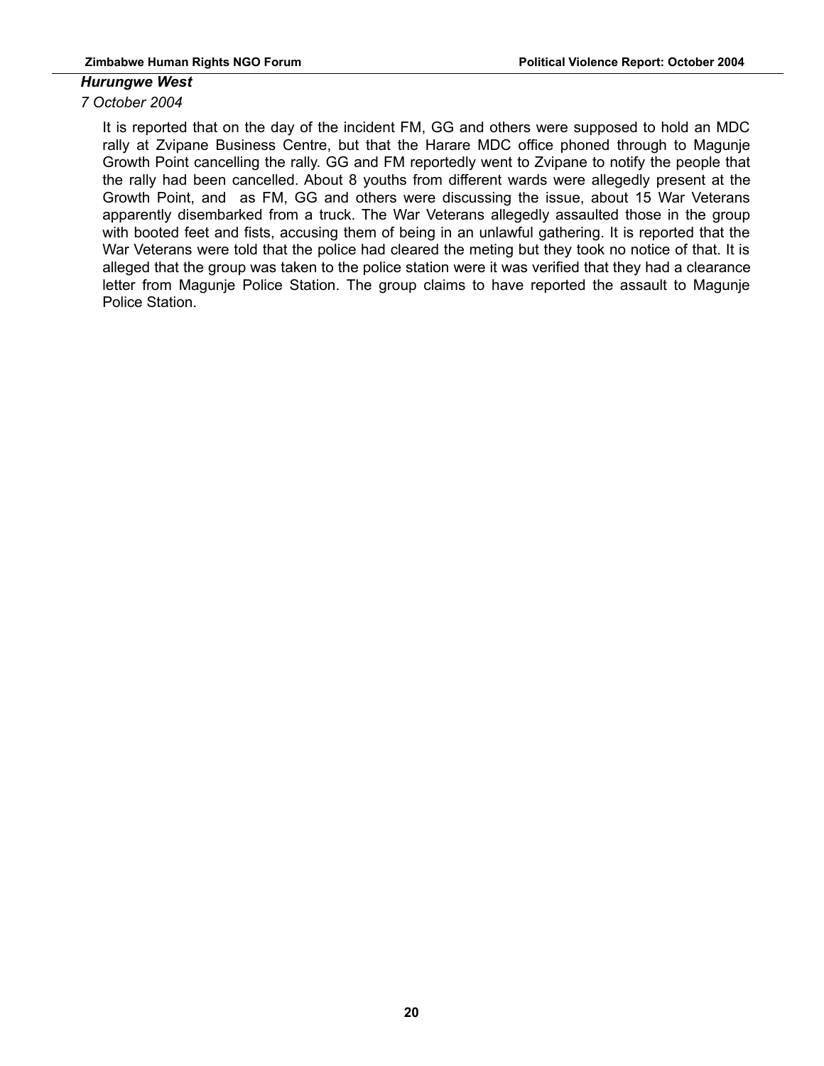***Hurungwe West***

*7 October 2004*

It is reported that on the day of the incident FM, GG and others were supposed to hold an MDC rally at Zvipane Business Centre, but that the Harare MDC office phoned through to Magunje Growth Point cancelling the rally. GG and FM reportedly went to Zvipane to notify the people that the rally had been cancelled. About 8 youths from different wards were allegedly present at the Growth Point, and as FM, GG and others were discussing the issue, about 15 War Veterans apparently disembarked from a truck. The War Veterans allegedly assaulted those in the group with booted feet and fists, accusing them of being in an unlawful gathering. It is reported that the War Veterans were told that the police had cleared the meting but they took no notice of that. It is alleged that the group was taken to the police station were it was verified that they had a clearance letter from Magunje Police Station. The group claims to have reported the assault to Magunje Police Station.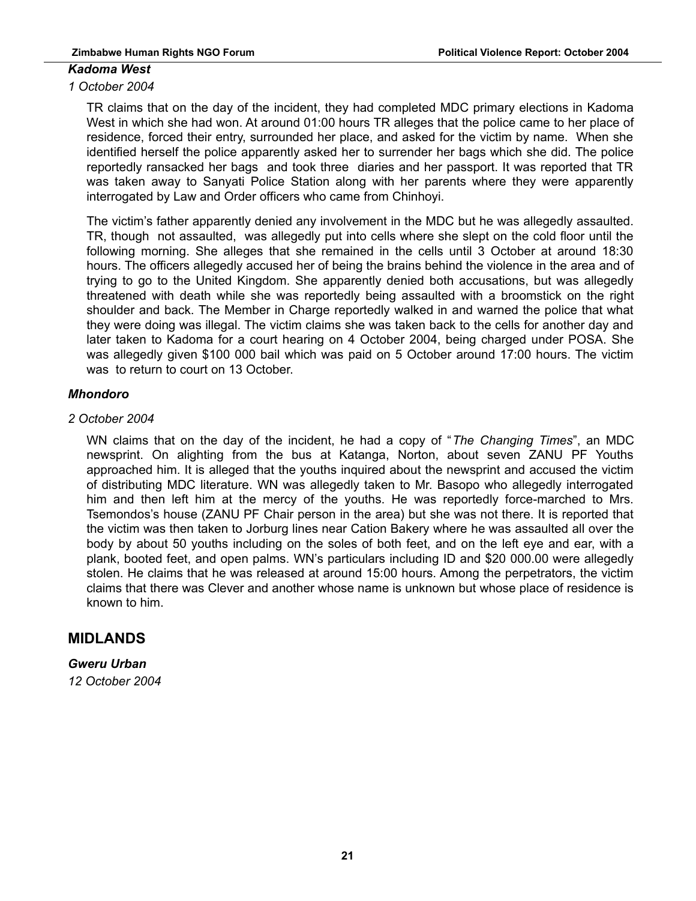### *Kadoma West*

*1 October 2004*

TR claims that on the day of the incident, they had completed MDC primary elections in Kadoma West in which she had won. At around 01:00 hours TR alleges that the police came to her place of residence, forced their entry, surrounded her place, and asked for the victim by name. When she identified herself the police apparently asked her to surrender her bags which she did. The police reportedly ransacked her bags and took three diaries and her passport. It was reported that TR was taken away to Sanyati Police Station along with her parents where they were apparently interrogated by Law and Order officers who came from Chinhoyi.

The victim's father apparently denied any involvement in the MDC but he was allegedly assaulted. TR, though not assaulted, was allegedly put into cells where she slept on the cold floor until the following morning. She alleges that she remained in the cells until 3 October at around 18:30 hours. The officers allegedly accused her of being the brains behind the violence in the area and of trying to go to the United Kingdom. She apparently denied both accusations, but was allegedly threatened with death while she was reportedly being assaulted with a broomstick on the right shoulder and back. The Member in Charge reportedly walked in and warned the police that what they were doing was illegal. The victim claims she was taken back to the cells for another day and later taken to Kadoma for a court hearing on 4 October 2004, being charged under POSA. She was allegedly given $100 000 bail which was paid on 5 October around 17:00 hours. The victim was to return to court on 13 October.

### *Mhondoro*

*2 October 2004*

WN claims that on the day of the incident, he had a copy of "*The Changing Times*", an MDC newsprint. On alighting from the bus at Katanga, Norton, about seven ZANU PF Youths approached him. It is alleged that the youths inquired about the newsprint and accused the victim of distributing MDC literature. WN was allegedly taken to Mr. Basopo who allegedly interrogated him and then left him at the mercy of the youths. He was reportedly force-marched to Mrs. Tsemondos's house (ZANU PF Chair person in the area) but she was not there. It is reported that the victim was then taken to Jorburg lines near Cation Bakery where he was assaulted all over the body by about 50 youths including on the soles of both feet, and on the left eye and ear, with a plank, booted feet, and open palms. WN's particulars including ID and $20 000.00 were allegedly stolen. He claims that he was released at around 15:00 hours. Among the perpetrators, the victim claims that there was Clever and another whose name is unknown but whose place of residence is known to him.

## MIDLANDS

### *Gweru Urban*

*12 October 2004*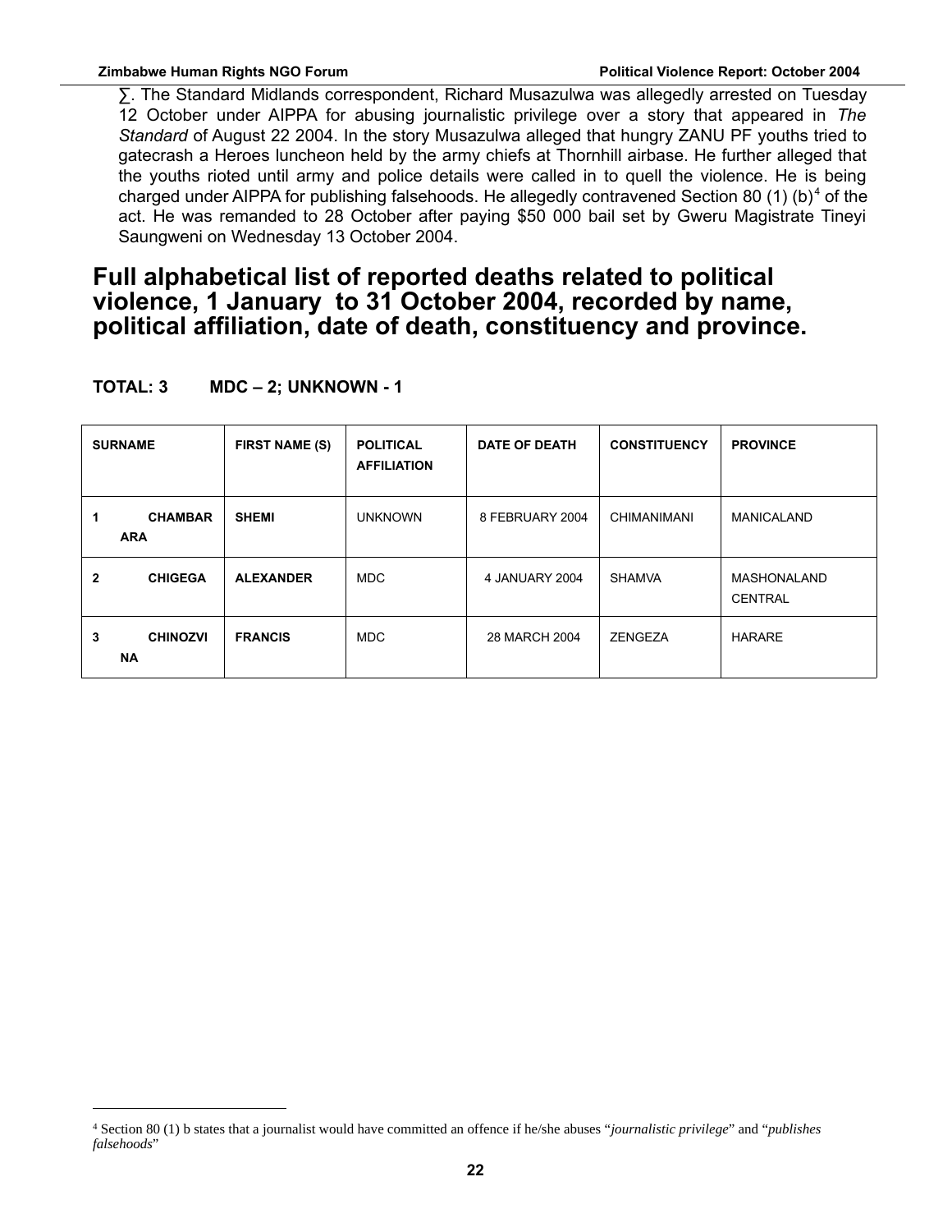∑. The Standard Midlands correspondent, Richard Musazulwa was allegedly arrested on Tuesday 12 October under AIPPA for abusing journalistic privilege over a story that appeared in *The Standard* of August 22 2004. In the story Musazulwa alleged that hungry ZANU PF youths tried to gatecrash a Heroes luncheon held by the army chiefs at Thornhill airbase. He further alleged that the youths rioted until army and police details were called in to quell the violence. He is being charged under AIPPA for publishing falsehoods. He allegedly contravened Section 80 (1) (b)[4] of the act. He was remanded to 28 October after paying $50 000 bail set by Gweru Magistrate Tineyi Saungweni on Wednesday 13 October 2004.

# Full alphabetical list of reported deaths related to political violence, 1 January to 31 October 2004, recorded by name, political affiliation, date of death, constituency and province.

**TOTAL: 3 MDC – 2; UNKNOWN - 1**

| SURNAME | FIRST NAME (S) | POLITICAL AFFILIATION | DATE OF DEATH | CONSTITUENCY | PROVINCE |
|---|---|---|---|---|---|
| **1 CHAMBARARA** | **SHEMI** | UNKNOWN | 8 FEBRUARY 2004 | CHIMANIMANI | MANICALAND |
| **2 CHIGEGA** | **ALEXANDER** | MDC | 4 JANUARY 2004 | SHAMVA | MASHONALAND CENTRAL |
| **3 CHINOZVINA** | **FRANCIS** | MDC | 28 MARCH 2004 | ZENGEZA | HARARE |

[4] Section 80 (1) b states that a journalist would have committed an offence if he/she abuses "*journalistic privilege*" and "*publishes falsehoods*"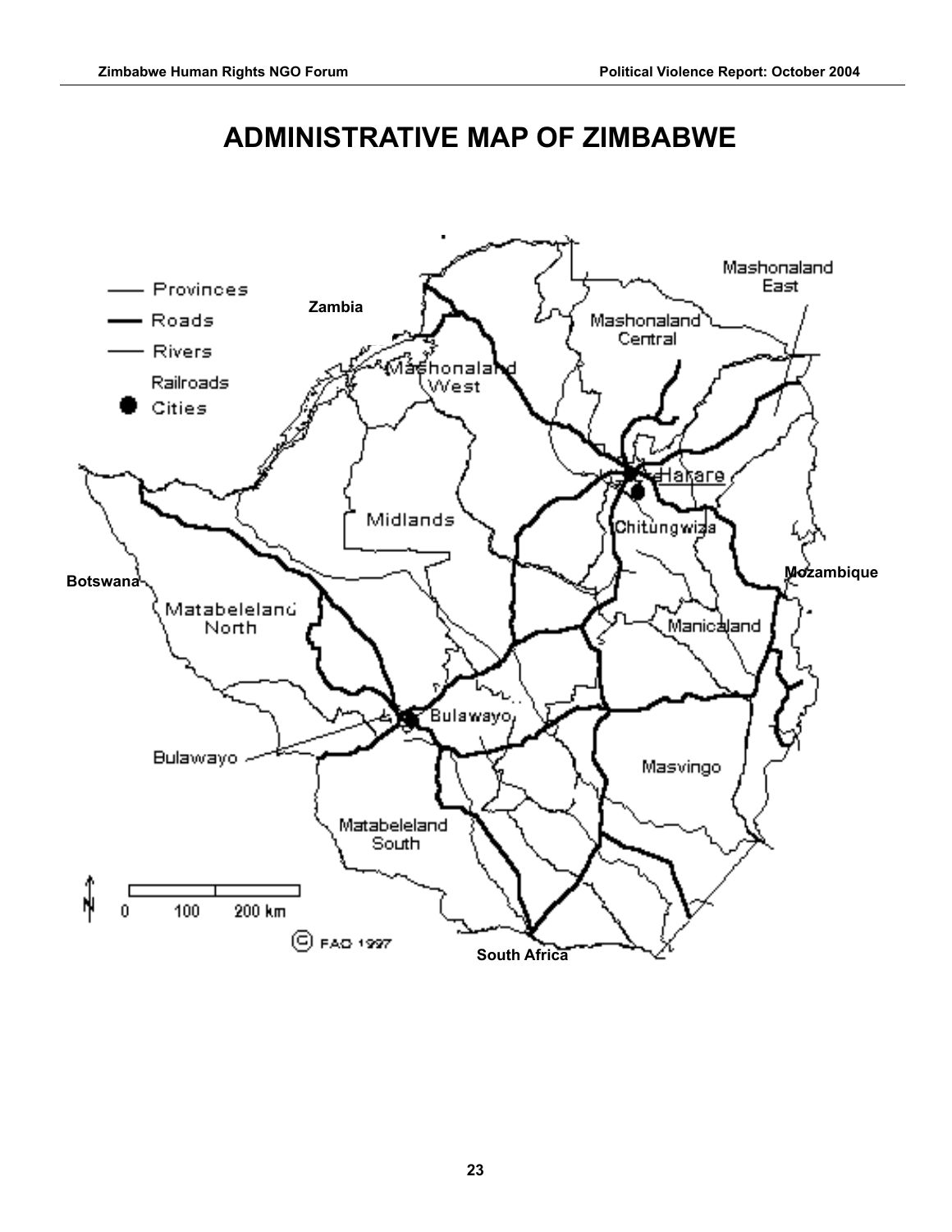# ADMINISTRATIVE MAP OF ZIMBABWE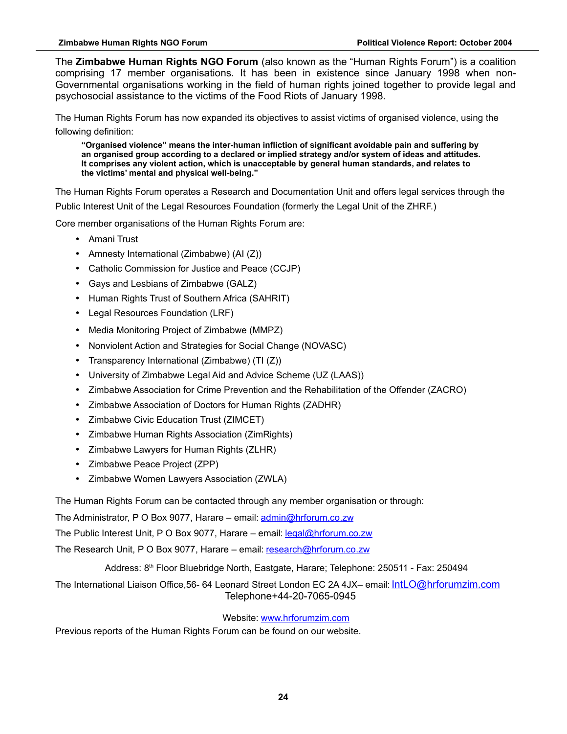The **Zimbabwe Human Rights NGO Forum** (also known as the "Human Rights Forum") is a coalition comprising 17 member organisations. It has been in existence since January 1998 when non-Governmental organisations working in the field of human rights joined together to provide legal and psychosocial assistance to the victims of the Food Riots of January 1998.

The Human Rights Forum has now expanded its objectives to assist victims of organised violence, using the following definition:

> **"Organised violence" means the inter-human infliction of significant avoidable pain and suffering by an organised group according to a declared or implied strategy and/or system of ideas and attitudes. It comprises any violent action, which is unacceptable by general human standards, and relates to the victims' mental and physical well-being."**

The Human Rights Forum operates a Research and Documentation Unit and offers legal services through the Public Interest Unit of the Legal Resources Foundation (formerly the Legal Unit of the ZHRF.)

Core member organisations of the Human Rights Forum are:

- Amani Trust
- Amnesty International (Zimbabwe) (AI (Z))
- Catholic Commission for Justice and Peace (CCJP)
- Gays and Lesbians of Zimbabwe (GALZ)
- Human Rights Trust of Southern Africa (SAHRIT)
- Legal Resources Foundation (LRF)
- Media Monitoring Project of Zimbabwe (MMPZ)
- Nonviolent Action and Strategies for Social Change (NOVASC)
- Transparency International (Zimbabwe) (TI (Z))
- University of Zimbabwe Legal Aid and Advice Scheme (UZ (LAAS))
- Zimbabwe Association for Crime Prevention and the Rehabilitation of the Offender (ZACRO)
- Zimbabwe Association of Doctors for Human Rights (ZADHR)
- Zimbabwe Civic Education Trust (ZIMCET)
- Zimbabwe Human Rights Association (ZimRights)
- Zimbabwe Lawyers for Human Rights (ZLHR)
- Zimbabwe Peace Project (ZPP)
- Zimbabwe Women Lawyers Association (ZWLA)

The Human Rights Forum can be contacted through any member organisation or through:

The Administrator, P O Box 9077, Harare – email: admin@hrforum.co.zw

The Public Interest Unit, P O Box 9077, Harare – email: legal@hrforum.co.zw

The Research Unit, P O Box 9077, Harare – email: research@hrforum.co.zw

Address: 8th Floor Bluebridge North, Eastgate, Harare; Telephone: 250511 - Fax: 250494

The International Liaison Office,56- 64 Leonard Street London EC 2A 4JX– email: IntLO@hrforumzim.com
Telephone+44-20-7065-0945

Website: www.hrforumzim.com

Previous reports of the Human Rights Forum can be found on our website.